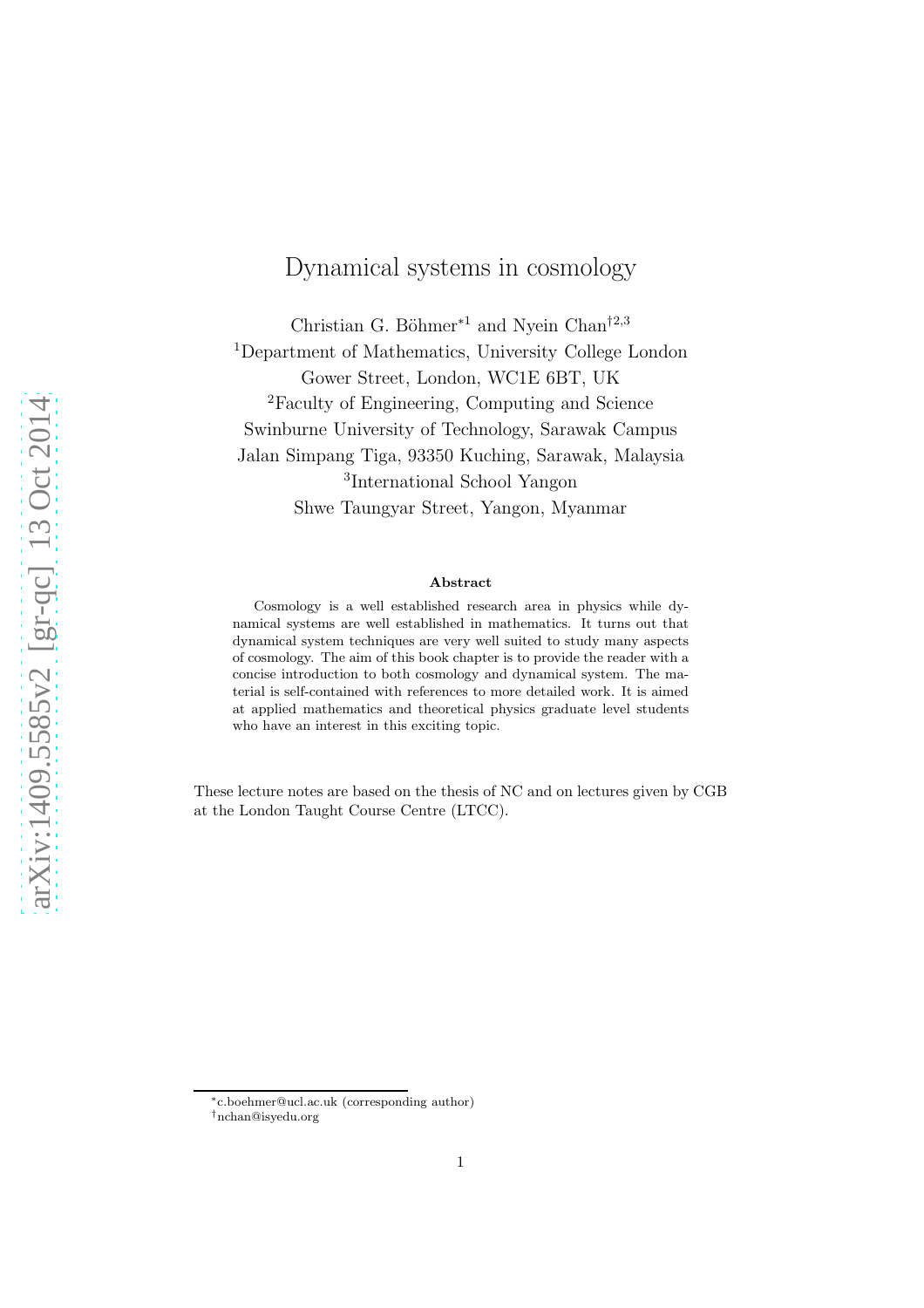# Dynamical systems in cosmology

Christian G. Böhmer*[1] and Nyein Chan†[2,3]

[1]Department of Mathematics, University College London
Gower Street, London, WC1E 6BT, UK

[2]Faculty of Engineering, Computing and Science
Swinburne University of Technology, Sarawak Campus
Jalan Simpang Tiga, 93350 Kuching, Sarawak, Malaysia

[3]International School Yangon
Shwe Taungyar Street, Yangon, Myanmar

**Abstract**

Cosmology is a well established research area in physics while dynamical systems are well established in mathematics. It turns out that dynamical system techniques are very well suited to study many aspects of cosmology. The aim of this book chapter is to provide the reader with a concise introduction to both cosmology and dynamical system. The material is self-contained with references to more detailed work. It is aimed at applied mathematics and theoretical physics graduate level students who have an interest in this exciting topic.

These lecture notes are based on the thesis of NC and on lectures given by CGB at the London Taught Course Centre (LTCC).

*c.boehmer@ucl.ac.uk (corresponding author)

†nchan@isyedu.org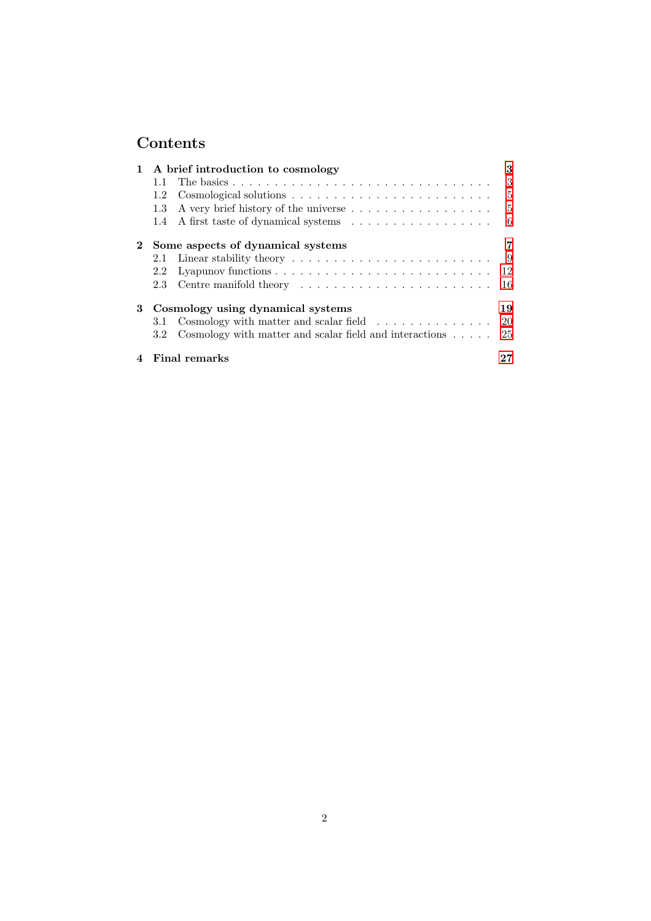# Contents

**1 A brief introduction to cosmology** — **3**
- 1.1 The basics — 3
- 1.2 Cosmological solutions — 5
- 1.3 A very brief history of the universe — 5
- 1.4 A first taste of dynamical systems — 6

**2 Some aspects of dynamical systems** — **7**
- 2.1 Linear stability theory — 9
- 2.2 Lyapunov functions — 12
- 2.3 Centre manifold theory — 16

**3 Cosmology using dynamical systems** — **19**
- 3.1 Cosmology with matter and scalar field — 20
- 3.2 Cosmology with matter and scalar field and interactions — 25

**4 Final remarks** — **27**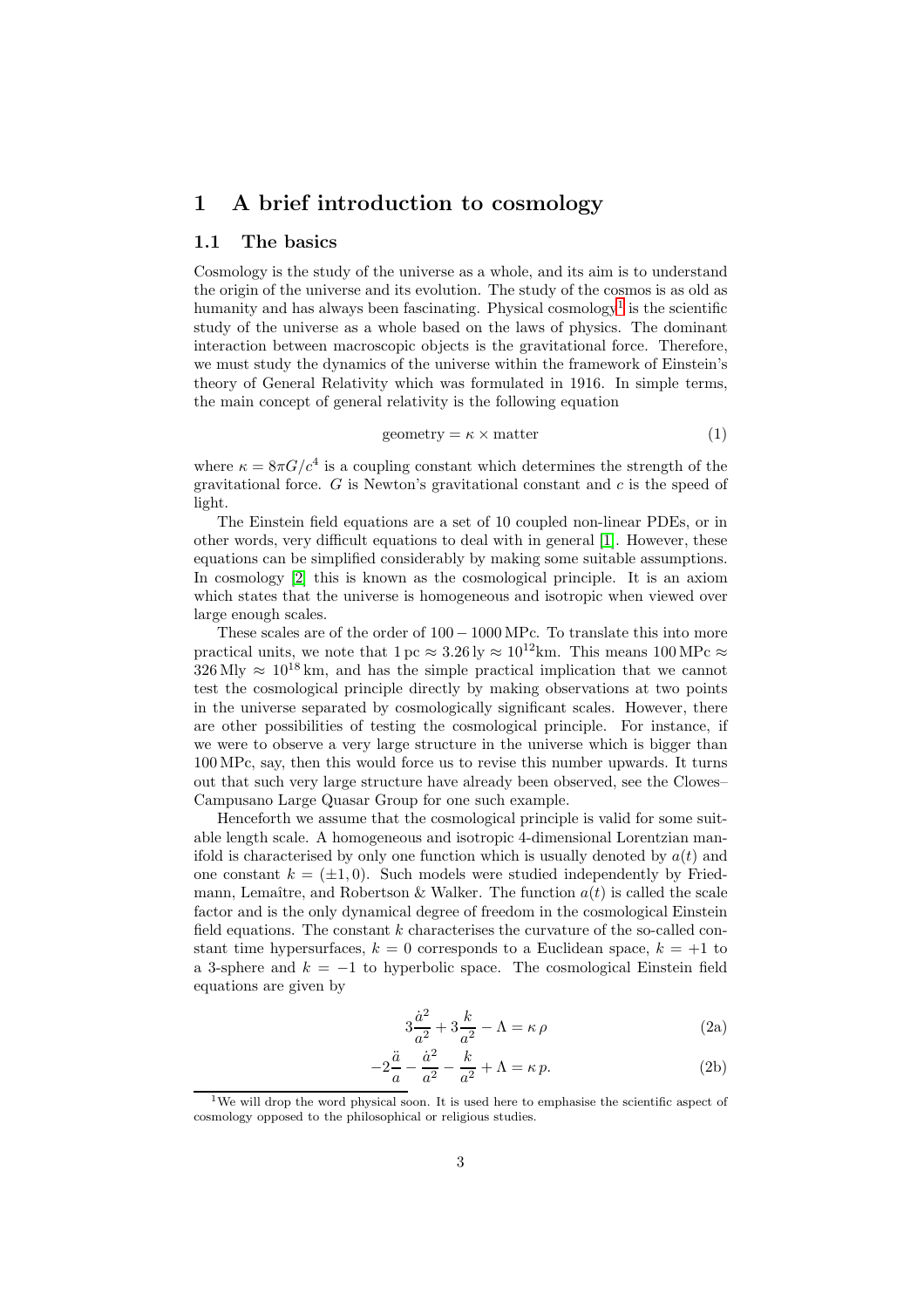# 1 A brief introduction to cosmology

## 1.1 The basics

Cosmology is the study of the universe as a whole, and its aim is to understand the origin of the universe and its evolution. The study of the cosmos is as old as humanity and has always been fascinating. Physical cosmology[1] is the scientific study of the universe as a whole based on the laws of physics. The dominant interaction between macroscopic objects is the gravitational force. Therefore, we must study the dynamics of the universe within the framework of Einstein's theory of General Relativity which was formulated in 1916. In simple terms, the main concept of general relativity is the following equation

$$\text{geometry} = \kappa \times \text{matter} \tag{1}$$

where $\kappa = 8\pi G/c^4$ is a coupling constant which determines the strength of the gravitational force. $G$ is Newton's gravitational constant and $c$ is the speed of light.

The Einstein field equations are a set of 10 coupled non-linear PDEs, or in other words, very difficult equations to deal with in general [1]. However, these equations can be simplified considerably by making some suitable assumptions. In cosmology [2] this is known as the cosmological principle. It is an axiom which states that the universe is homogeneous and isotropic when viewed over large enough scales.

These scales are of the order of $100 - 1000\,\text{MPc}$. To translate this into more practical units, we note that $1\,\text{pc} \approx 3.26\,\text{ly} \approx 10^{12}\text{km}$. This means $100\,\text{MPc} \approx 326\,\text{Mly} \approx 10^{18}\,\text{km}$, and has the simple practical implication that we cannot test the cosmological principle directly by making observations at two points in the universe separated by cosmologically significant scales. However, there are other possibilities of testing the cosmological principle. For instance, if we were to observe a very large structure in the universe which is bigger than $100\,\text{MPc}$, say, then this would force us to revise this number upwards. It turns out that such very large structure have already been observed, see the Clowes–Campusano Large Quasar Group for one such example.

Henceforth we assume that the cosmological principle is valid for some suitable length scale. A homogeneous and isotropic 4-dimensional Lorentzian manifold is characterised by only one function which is usually denoted by $a(t)$ and one constant $k = (\pm 1, 0)$. Such models were studied independently by Friedmann, Lemaître, and Robertson & Walker. The function $a(t)$ is called the scale factor and is the only dynamical degree of freedom in the cosmological Einstein field equations. The constant $k$ characterises the curvature of the so-called constant time hypersurfaces, $k = 0$ corresponds to a Euclidean space, $k = +1$ to a 3-sphere and $k = -1$ to hyperbolic space. The cosmological Einstein field equations are given by

$$3\frac{\dot{a}^2}{a^2} + 3\frac{k}{a^2} - \Lambda = \kappa\,\rho \tag{2a}$$

$$-2\frac{\ddot{a}}{a} - \frac{\dot{a}^2}{a^2} - \frac{k}{a^2} + \Lambda = \kappa\,p. \tag{2b}$$

[1] We will drop the word physical soon. It is used here to emphasise the scientific aspect of cosmology opposed to the philosophical or religious studies.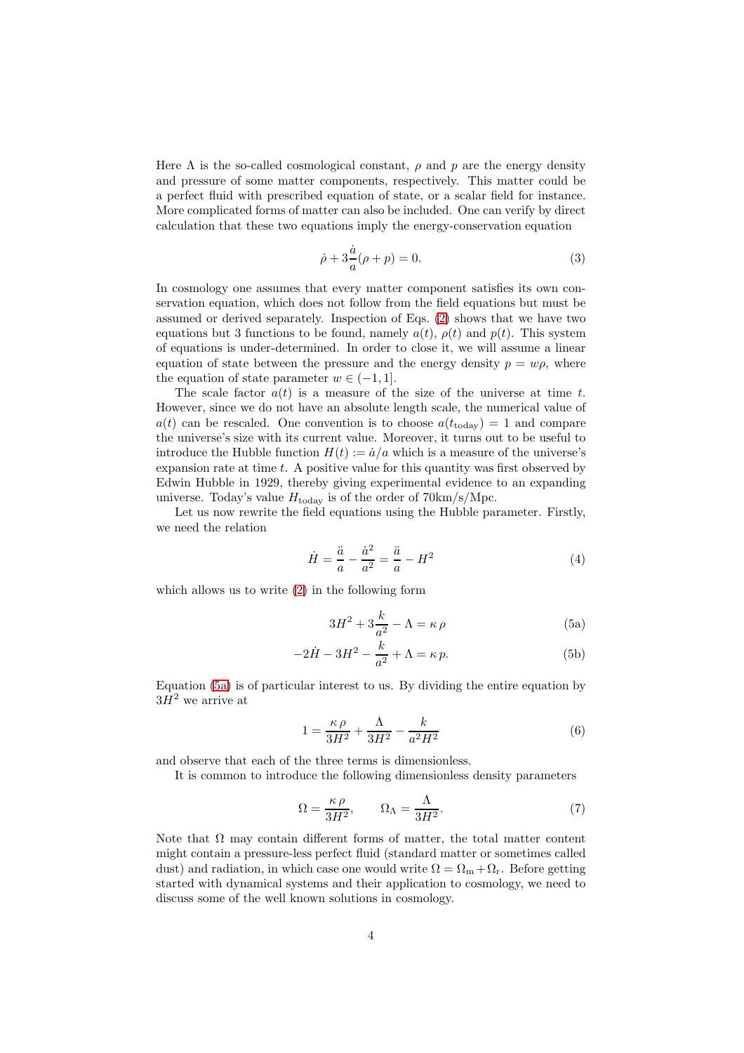Here $\Lambda$ is the so-called cosmological constant, $\rho$ and $p$ are the energy density and pressure of some matter components, respectively. This matter could be a perfect fluid with prescribed equation of state, or a scalar field for instance. More complicated forms of matter can also be included. One can verify by direct calculation that these two equations imply the energy-conservation equation

$$\dot{\rho} + 3\frac{\dot{a}}{a}(\rho + p) = 0. \tag{3}$$

In cosmology one assumes that every matter component satisfies its own conservation equation, which does not follow from the field equations but must be assumed or derived separately. Inspection of Eqs. (2) shows that we have two equations but 3 functions to be found, namely $a(t)$, $\rho(t)$ and $p(t)$. This system of equations is under-determined. In order to close it, we will assume a linear equation of state between the pressure and the energy density $p = w\rho$, where the equation of state parameter $w \in (-1, 1]$.

The scale factor $a(t)$ is a measure of the size of the universe at time $t$. However, since we do not have an absolute length scale, the numerical value of $a(t)$ can be rescaled. One convention is to choose $a(t_{\rm today}) = 1$ and compare the universe's size with its current value. Moreover, it turns out to be useful to introduce the Hubble function $H(t) := \dot{a}/a$ which is a measure of the universe's expansion rate at time $t$. A positive value for this quantity was first observed by Edwin Hubble in 1929, thereby giving experimental evidence to an expanding universe. Today's value $H_{\rm today}$ is of the order of 70km/s/Mpc.

Let us now rewrite the field equations using the Hubble parameter. Firstly, we need the relation

$$\dot{H} = \frac{\ddot{a}}{a} - \frac{\dot{a}^2}{a^2} = \frac{\ddot{a}}{a} - H^2 \tag{4}$$

which allows us to write (2) in the following form

$$3H^2 + 3\frac{k}{a^2} - \Lambda = \kappa\,\rho \tag{5a}$$

$$-2\dot{H} - 3H^2 - \frac{k}{a^2} + \Lambda = \kappa\,p. \tag{5b}$$

Equation (5a) is of particular interest to us. By dividing the entire equation by $3H^2$ we arrive at

$$1 = \frac{\kappa\,\rho}{3H^2} + \frac{\Lambda}{3H^2} - \frac{k}{a^2H^2} \tag{6}$$

and observe that each of the three terms is dimensionless.

It is common to introduce the following dimensionless density parameters

$$\Omega = \frac{\kappa\,\rho}{3H^2}, \qquad \Omega_\Lambda = \frac{\Lambda}{3H^2}. \tag{7}$$

Note that $\Omega$ may contain different forms of matter, the total matter content might contain a pressure-less perfect fluid (standard matter or sometimes called dust) and radiation, in which case one would write $\Omega = \Omega_{\rm m} + \Omega_{\rm r}$. Before getting started with dynamical systems and their application to cosmology, we need to discuss some of the well known solutions in cosmology.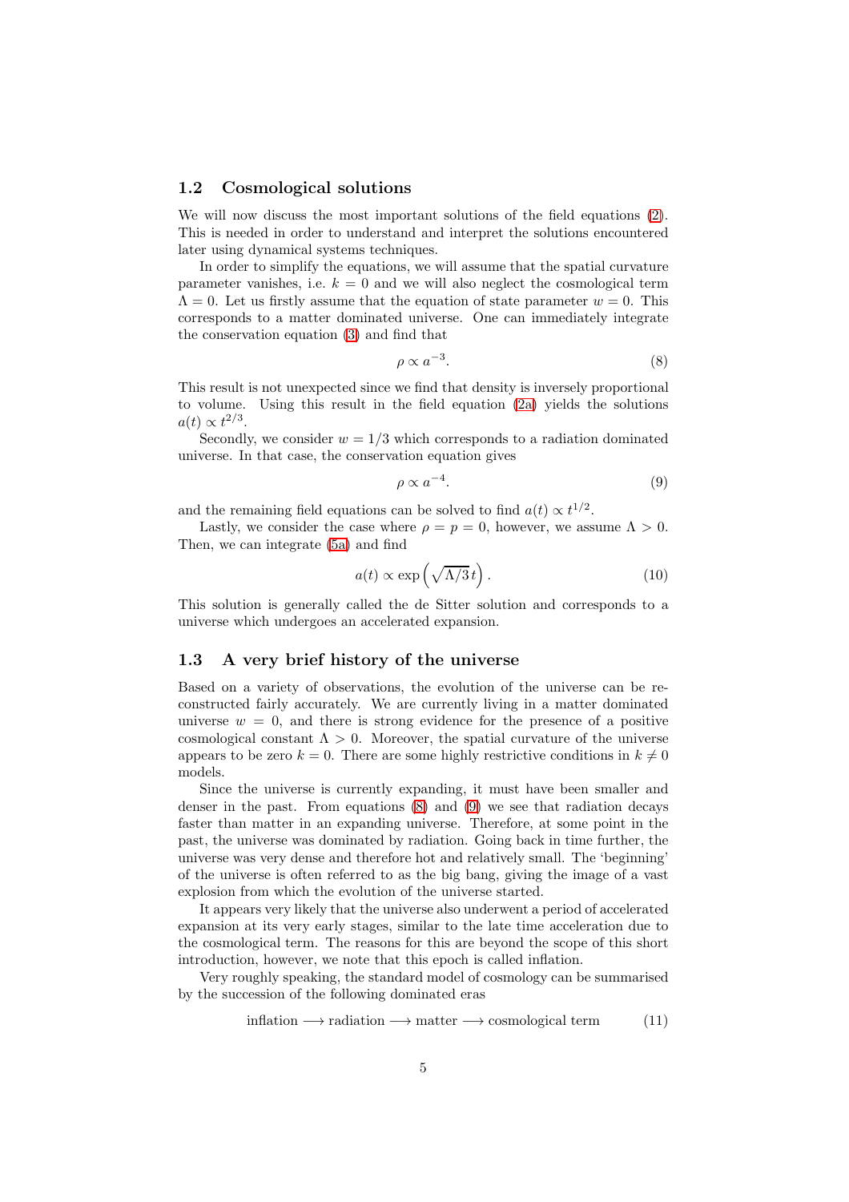### 1.2 Cosmological solutions

We will now discuss the most important solutions of the field equations (2). This is needed in order to understand and interpret the solutions encountered later using dynamical systems techniques.

In order to simplify the equations, we will assume that the spatial curvature parameter vanishes, i.e. $k = 0$ and we will also neglect the cosmological term $\Lambda = 0$. Let us firstly assume that the equation of state parameter $w = 0$. This corresponds to a matter dominated universe. One can immediately integrate the conservation equation (3) and find that

$$\rho \propto a^{-3}. \tag{8}$$

This result is not unexpected since we find that density is inversely proportional to volume. Using this result in the field equation (2a) yields the solutions $a(t) \propto t^{2/3}$.

Secondly, we consider $w = 1/3$ which corresponds to a radiation dominated universe. In that case, the conservation equation gives

$$\rho \propto a^{-4}. \tag{9}$$

and the remaining field equations can be solved to find $a(t) \propto t^{1/2}$.

Lastly, we consider the case where $\rho = p = 0$, however, we assume $\Lambda > 0$. Then, we can integrate (5a) and find

$$a(t) \propto \exp\left(\sqrt{\Lambda/3}\, t\right). \tag{10}$$

This solution is generally called the de Sitter solution and corresponds to a universe which undergoes an accelerated expansion.

### 1.3 A very brief history of the universe

Based on a variety of observations, the evolution of the universe can be reconstructed fairly accurately. We are currently living in a matter dominated universe $w = 0$, and there is strong evidence for the presence of a positive cosmological constant $\Lambda > 0$. Moreover, the spatial curvature of the universe appears to be zero $k = 0$. There are some highly restrictive conditions in $k \neq 0$ models.

Since the universe is currently expanding, it must have been smaller and denser in the past. From equations (8) and (9) we see that radiation decays faster than matter in an expanding universe. Therefore, at some point in the past, the universe was dominated by radiation. Going back in time further, the universe was very dense and therefore hot and relatively small. The 'beginning' of the universe is often referred to as the big bang, giving the image of a vast explosion from which the evolution of the universe started.

It appears very likely that the universe also underwent a period of accelerated expansion at its very early stages, similar to the late time acceleration due to the cosmological term. The reasons for this are beyond the scope of this short introduction, however, we note that this epoch is called inflation.

Very roughly speaking, the standard model of cosmology can be summarised by the succession of the following dominated eras

$$\text{inflation} \longrightarrow \text{radiation} \longrightarrow \text{matter} \longrightarrow \text{cosmological term} \tag{11}$$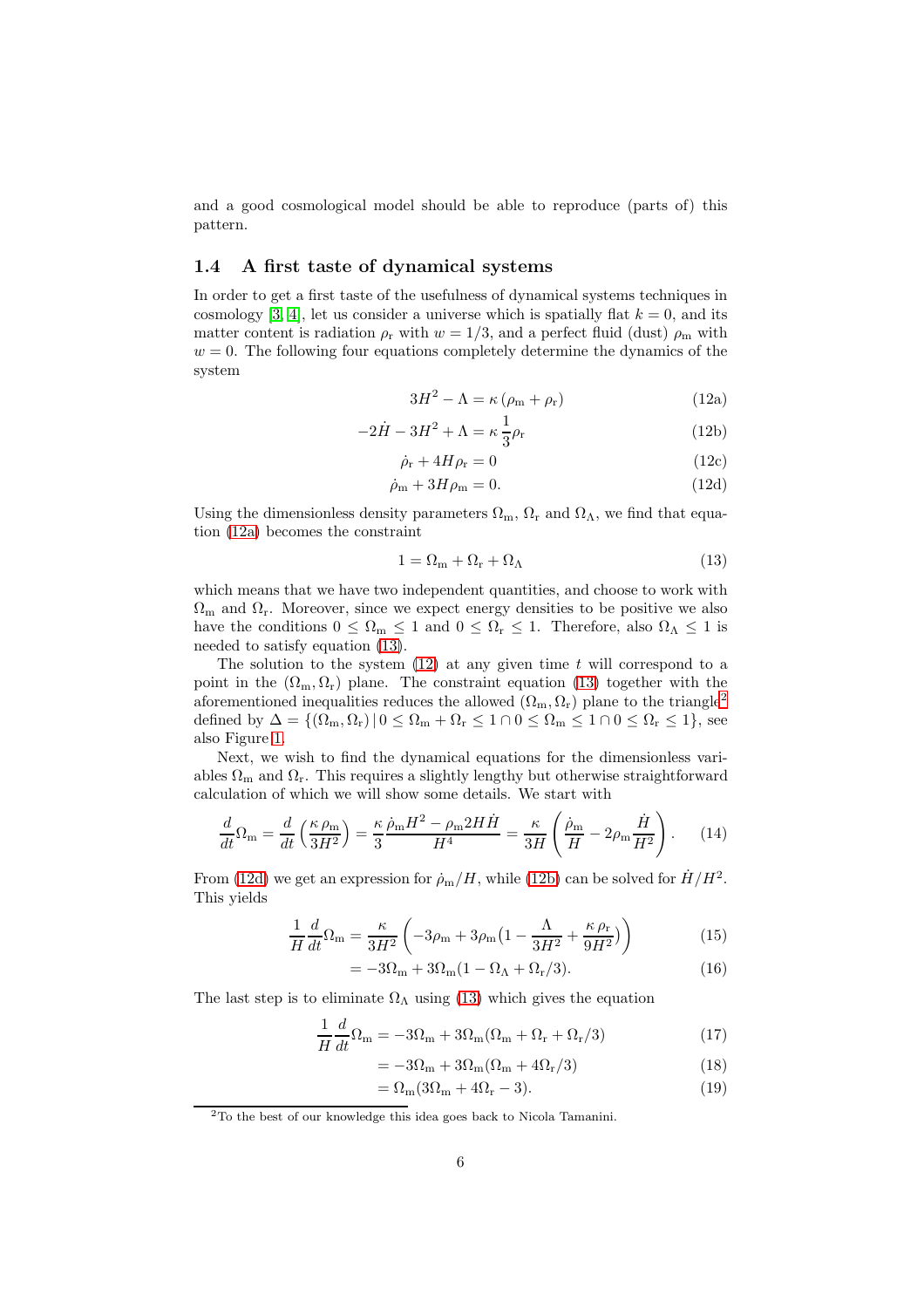and a good cosmological model should be able to reproduce (parts of) this pattern.

### 1.4 A first taste of dynamical systems

In order to get a first taste of the usefulness of dynamical systems techniques in cosmology [3, 4], let us consider a universe which is spatially flat $k = 0$, and its matter content is radiation $\rho_{\rm r}$ with $w = 1/3$, and a perfect fluid (dust) $\rho_{\rm m}$ with $w = 0$. The following four equations completely determine the dynamics of the system

$$3H^2 - \Lambda = \kappa\,(\rho_{\rm m} + \rho_{\rm r}) \tag{12a}$$

$$-2\dot{H} - 3H^2 + \Lambda = \kappa\,\frac{1}{3}\rho_{\rm r} \tag{12b}$$

$$\dot{\rho}_{\rm r} + 4H\rho_{\rm r} = 0 \tag{12c}$$

$$\dot{\rho}_{\rm m} + 3H\rho_{\rm m} = 0. \tag{12d}$$

Using the dimensionless density parameters $\Omega_{\rm m}$, $\Omega_{\rm r}$ and $\Omega_\Lambda$, we find that equation (12a) becomes the constraint

$$1 = \Omega_{\rm m} + \Omega_{\rm r} + \Omega_\Lambda \tag{13}$$

which means that we have two independent quantities, and choose to work with $\Omega_{\rm m}$ and $\Omega_{\rm r}$. Moreover, since we expect energy densities to be positive we also have the conditions $0 \leq \Omega_{\rm m} \leq 1$ and $0 \leq \Omega_{\rm r} \leq 1$. Therefore, also $\Omega_\Lambda \leq 1$ is needed to satisfy equation (13).

The solution to the system (12) at any given time $t$ will correspond to a point in the $(\Omega_{\rm m}, \Omega_{\rm r})$ plane. The constraint equation (13) together with the aforementioned inequalities reduces the allowed $(\Omega_{\rm m}, \Omega_{\rm r})$ plane to the triangle[2] defined by $\Delta = \{(\Omega_{\rm m}, \Omega_{\rm r})\,|\, 0 \leq \Omega_{\rm m} + \Omega_{\rm r} \leq 1 \cap 0 \leq \Omega_{\rm m} \leq 1 \cap 0 \leq \Omega_{\rm r} \leq 1\}$, see also Figure 1.

Next, we wish to find the dynamical equations for the dimensionless variables $\Omega_{\rm m}$ and $\Omega_{\rm r}$. This requires a slightly lengthy but otherwise straightforward calculation of which we will show some details. We start with

$$\frac{d}{dt}\Omega_{\rm m} = \frac{d}{dt}\left(\frac{\kappa\,\rho_{\rm m}}{3H^2}\right) = \frac{\kappa}{3}\frac{\dot{\rho}_{\rm m}H^2 - \rho_{\rm m}2H\dot{H}}{H^4} = \frac{\kappa}{3H}\left(\frac{\dot{\rho}_{\rm m}}{H} - 2\rho_{\rm m}\frac{\dot{H}}{H^2}\right). \tag{14}$$

From (12d) we get an expression for $\dot{\rho}_{\rm m}/H$, while (12b) can be solved for $\dot{H}/H^2$. This yields

$$\frac{1}{H}\frac{d}{dt}\Omega_{\rm m} = \frac{\kappa}{3H^2}\left(-3\rho_{\rm m} + 3\rho_{\rm m}\big(1 - \frac{\Lambda}{3H^2} + \frac{\kappa\,\rho_{\rm r}}{9H^2}\big)\right) \tag{15}$$

$$= -3\Omega_{\rm m} + 3\Omega_{\rm m}(1 - \Omega_\Lambda + \Omega_{\rm r}/3). \tag{16}$$

The last step is to eliminate $\Omega_\Lambda$ using (13) which gives the equation

$$\frac{1}{H}\frac{d}{dt}\Omega_{\rm m} = -3\Omega_{\rm m} + 3\Omega_{\rm m}(\Omega_{\rm m} + \Omega_{\rm r} + \Omega_{\rm r}/3) \tag{17}$$

$$= -3\Omega_{\rm m} + 3\Omega_{\rm m}(\Omega_{\rm m} + 4\Omega_{\rm r}/3) \tag{18}$$

$$= \Omega_{\rm m}(3\Omega_{\rm m} + 4\Omega_{\rm r} - 3). \tag{19}$$

[2] To the best of our knowledge this idea goes back to Nicola Tamanini.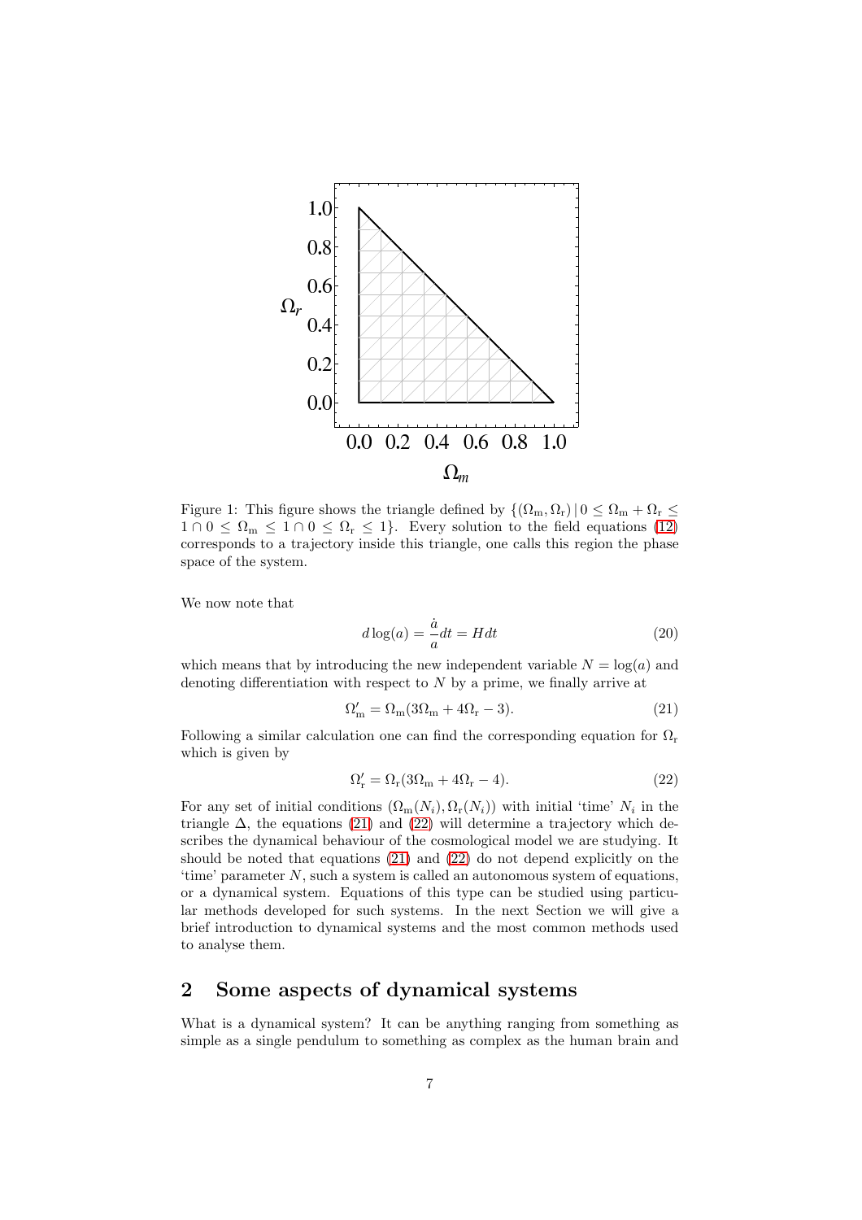Figure 1: This figure shows the triangle defined by $\{(\Omega_{\rm m}, \Omega_{\rm r}) \,|\, 0 \leq \Omega_{\rm m} + \Omega_{\rm r} \leq 1 \cap 0 \leq \Omega_{\rm m} \leq 1 \cap 0 \leq \Omega_{\rm r} \leq 1\}$. Every solution to the field equations (12) corresponds to a trajectory inside this triangle, one calls this region the phase space of the system.

We now note that

$$d \log(a) = \frac{\dot{a}}{a} dt = H dt \tag{20}$$

which means that by introducing the new independent variable $N = \log(a)$ and denoting differentiation with respect to $N$ by a prime, we finally arrive at

$$\Omega_{\rm m}' = \Omega_{\rm m}(3\Omega_{\rm m} + 4\Omega_{\rm r} - 3). \tag{21}$$

Following a similar calculation one can find the corresponding equation for $\Omega_{\rm r}$ which is given by

$$\Omega_{\rm r}' = \Omega_{\rm r}(3\Omega_{\rm m} + 4\Omega_{\rm r} - 4). \tag{22}$$

For any set of initial conditions $(\Omega_{\rm m}(N_i), \Omega_{\rm r}(N_i))$ with initial 'time' $N_i$ in the triangle $\Delta$, the equations (21) and (22) will determine a trajectory which describes the dynamical behaviour of the cosmological model we are studying. It should be noted that equations (21) and (22) do not depend explicitly on the 'time' parameter $N$, such a system is called an autonomous system of equations, or a dynamical system. Equations of this type can be studied using particular methods developed for such systems. In the next Section we will give a brief introduction to dynamical systems and the most common methods used to analyse them.

## 2 Some aspects of dynamical systems

What is a dynamical system? It can be anything ranging from something as simple as a single pendulum to something as complex as the human brain and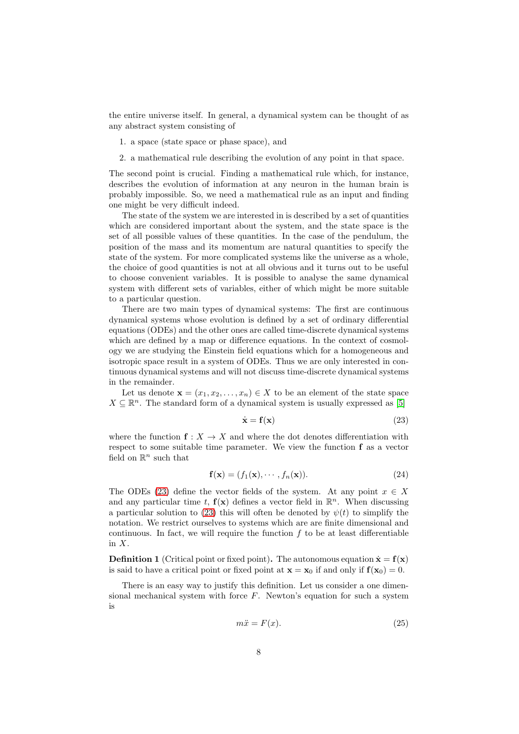the entire universe itself. In general, a dynamical system can be thought of as any abstract system consisting of

1. a space (state space or phase space), and
2. a mathematical rule describing the evolution of any point in that space.

The second point is crucial. Finding a mathematical rule which, for instance, describes the evolution of information at any neuron in the human brain is probably impossible. So, we need a mathematical rule as an input and finding one might be very difficult indeed.

The state of the system we are interested in is described by a set of quantities which are considered important about the system, and the state space is the set of all possible values of these quantities. In the case of the pendulum, the position of the mass and its momentum are natural quantities to specify the state of the system. For more complicated systems like the universe as a whole, the choice of good quantities is not at all obvious and it turns out to be useful to choose convenient variables. It is possible to analyse the same dynamical system with different sets of variables, either of which might be more suitable to a particular question.

There are two main types of dynamical systems: The first are continuous dynamical systems whose evolution is defined by a set of ordinary differential equations (ODEs) and the other ones are called time-discrete dynamical systems which are defined by a map or difference equations. In the context of cosmology we are studying the Einstein field equations which for a homogeneous and isotropic space result in a system of ODEs. Thus we are only interested in continuous dynamical systems and will not discuss time-discrete dynamical systems in the remainder.

Let us denote $\mathbf{x} = (x_1, x_2, \ldots, x_n) \in X$ to be an element of the state space $X \subseteq \mathbb{R}^n$. The standard form of a dynamical system is usually expressed as [5]

$$\dot{\mathbf{x}} = \mathbf{f}(\mathbf{x}) \tag{23}$$

where the function $\mathbf{f} : X \to X$ and where the dot denotes differentiation with respect to some suitable time parameter. We view the function $\mathbf{f}$ as a vector field on $\mathbb{R}^n$ such that

$$\mathbf{f}(\mathbf{x}) = (f_1(\mathbf{x}), \cdots, f_n(\mathbf{x})). \tag{24}$$

The ODEs (23) define the vector fields of the system. At any point $x \in X$ and any particular time $t$, $\mathbf{f}(\mathbf{x})$ defines a vector field in $\mathbb{R}^n$. When discussing a particular solution to (23) this will often be denoted by $\psi(t)$ to simplify the notation. We restrict ourselves to systems which are are finite dimensional and continuous. In fact, we will require the function $f$ to be at least differentiable in $X$.

**Definition 1** (Critical point or fixed point)**.** The autonomous equation $\dot{\mathbf{x}} = \mathbf{f}(\mathbf{x})$ is said to have a critical point or fixed point at $\mathbf{x} = \mathbf{x}_0$ if and only if $\mathbf{f}(\mathbf{x}_0) = 0$.

There is an easy way to justify this definition. Let us consider a one dimensional mechanical system with force $F$. Newton's equation for such a system is

$$m\ddot{x} = F(x). \tag{25}$$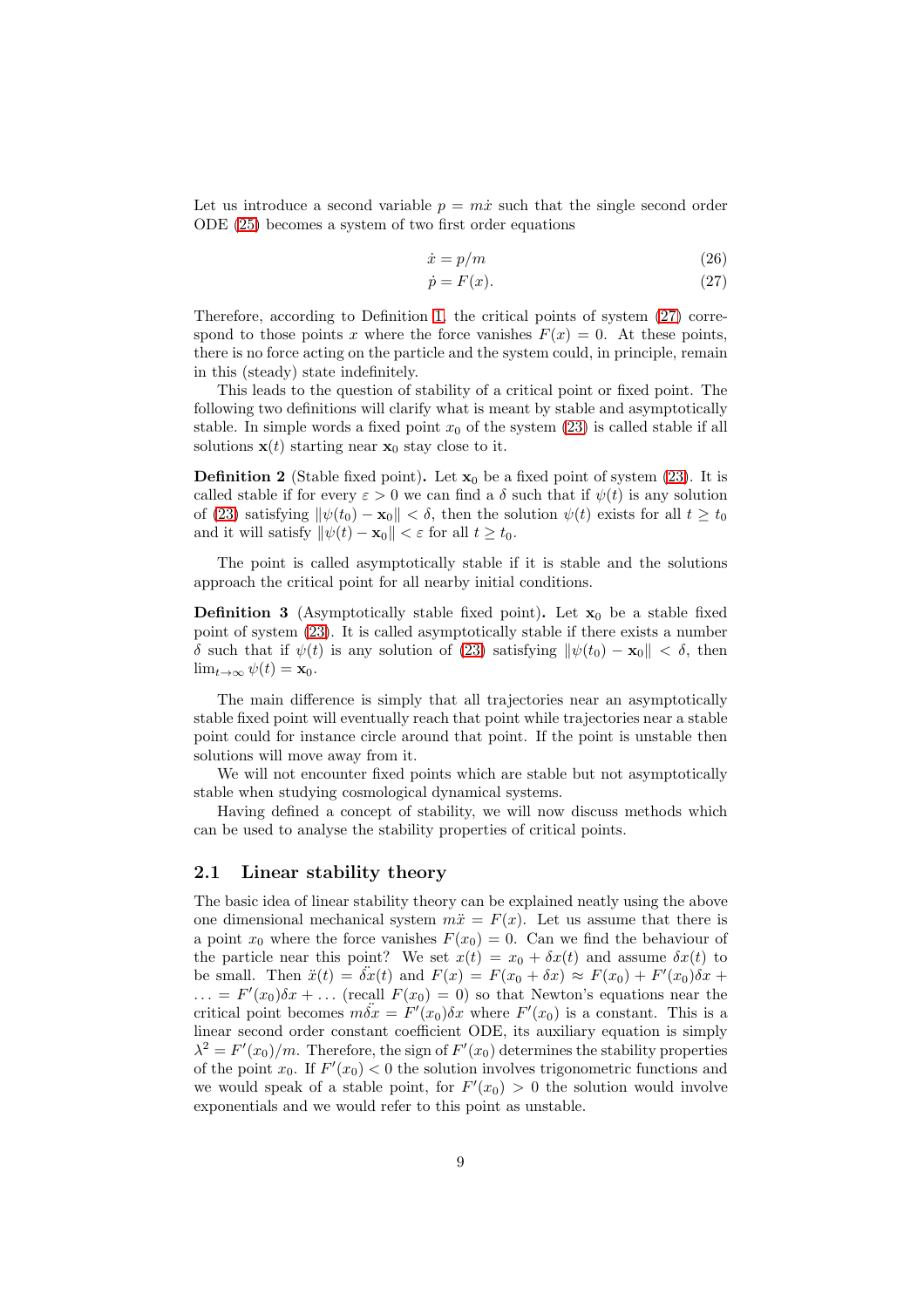Let us introduce a second variable $p = m\dot{x}$ such that the single second order ODE (25) becomes a system of two first order equations

$$\dot{x} = p/m \tag{26}$$

$$\dot{p} = F(x). \tag{27}$$

Therefore, according to Definition 1, the critical points of system (27) correspond to those points $x$ where the force vanishes $F(x) = 0$. At these points, there is no force acting on the particle and the system could, in principle, remain in this (steady) state indefinitely.

This leads to the question of stability of a critical point or fixed point. The following two definitions will clarify what is meant by stable and asymptotically stable. In simple words a fixed point $x_0$ of the system (23) is called stable if all solutions $\mathbf{x}(t)$ starting near $\mathbf{x}_0$ stay close to it.

**Definition 2** (Stable fixed point)**.** Let $\mathbf{x}_0$ be a fixed point of system (23). It is called stable if for every $\varepsilon > 0$ we can find a $\delta$ such that if $\psi(t)$ is any solution of (23) satisfying $\|\psi(t_0) - \mathbf{x}_0\| < \delta$, then the solution $\psi(t)$ exists for all $t \geq t_0$ and it will satisfy $\|\psi(t) - \mathbf{x}_0\| < \varepsilon$ for all $t \geq t_0$.

The point is called asymptotically stable if it is stable and the solutions approach the critical point for all nearby initial conditions.

**Definition 3** (Asymptotically stable fixed point)**.** Let $\mathbf{x}_0$ be a stable fixed point of system (23). It is called asymptotically stable if there exists a number $\delta$ such that if $\psi(t)$ is any solution of (23) satisfying $\|\psi(t_0) - \mathbf{x}_0\| < \delta$, then $\lim_{t\to\infty} \psi(t) = \mathbf{x}_0$.

The main difference is simply that all trajectories near an asymptotically stable fixed point will eventually reach that point while trajectories near a stable point could for instance circle around that point. If the point is unstable then solutions will move away from it.

We will not encounter fixed points which are stable but not asymptotically stable when studying cosmological dynamical systems.

Having defined a concept of stability, we will now discuss methods which can be used to analyse the stability properties of critical points.

## 2.1 Linear stability theory

The basic idea of linear stability theory can be explained neatly using the above one dimensional mechanical system $m\ddot{x} = F(x)$. Let us assume that there is a point $x_0$ where the force vanishes $F(x_0) = 0$. Can we find the behaviour of the particle near this point? We set $x(t) = x_0 + \delta x(t)$ and assume $\delta x(t)$ to be small. Then $\ddot{x}(t) = \ddot{\delta x}(t)$ and $F(x) = F(x_0 + \delta x) \approx F(x_0) + F'(x_0)\delta x + \ldots = F'(x_0)\delta x + \ldots$ (recall $F(x_0) = 0$) so that Newton's equations near the critical point becomes $m\ddot{\delta x} = F'(x_0)\delta x$ where $F'(x_0)$ is a constant. This is a linear second order constant coefficient ODE, its auxiliary equation is simply $\lambda^2 = F'(x_0)/m$. Therefore, the sign of $F'(x_0)$ determines the stability properties of the point $x_0$. If $F'(x_0) < 0$ the solution involves trigonometric functions and we would speak of a stable point, for $F'(x_0) > 0$ the solution would involve exponentials and we would refer to this point as unstable.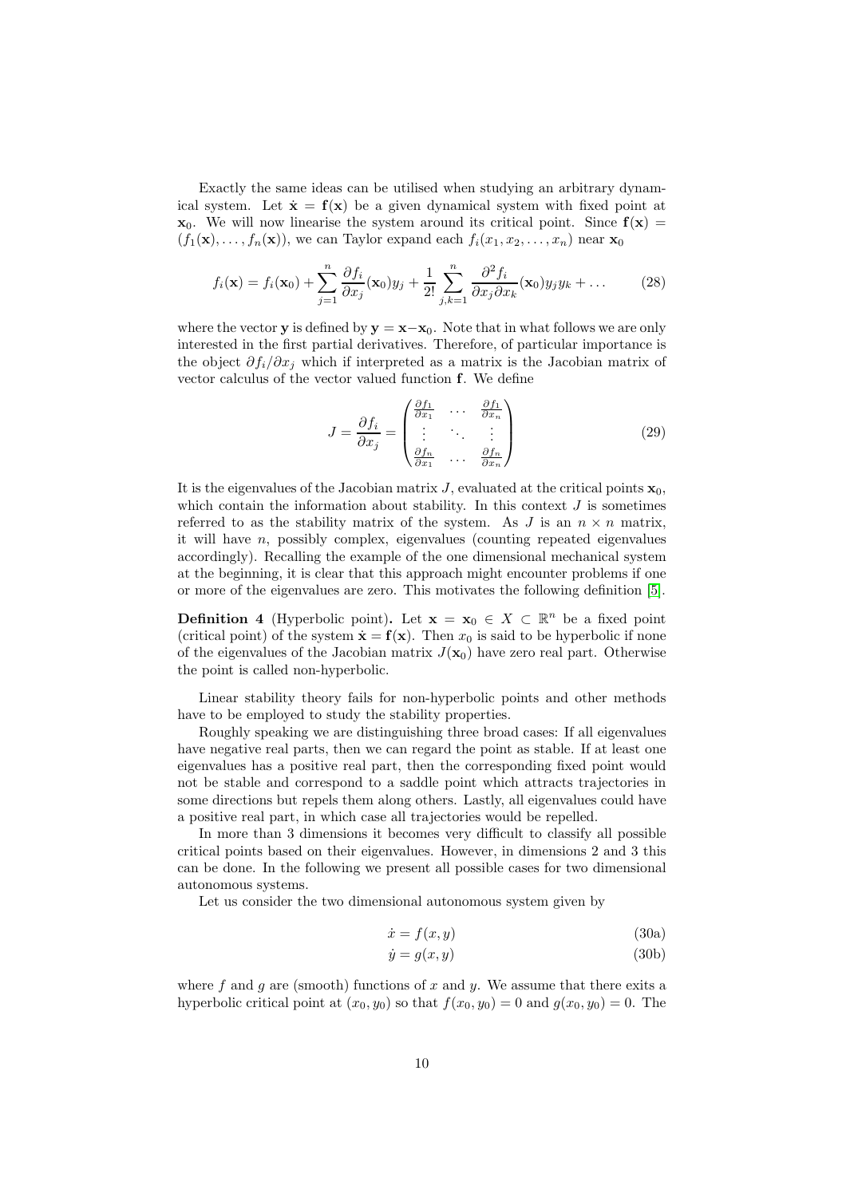Exactly the same ideas can be utilised when studying an arbitrary dynamical system. Let $\dot{\mathbf{x}} = \mathbf{f}(\mathbf{x})$ be a given dynamical system with fixed point at $\mathbf{x}_0$. We will now linearise the system around its critical point. Since $\mathbf{f}(\mathbf{x}) = (f_1(\mathbf{x}), \ldots, f_n(\mathbf{x}))$, we can Taylor expand each $f_i(x_1, x_2, \ldots, x_n)$ near $\mathbf{x}_0$

$$
f_i(\mathbf{x}) = f_i(\mathbf{x}_0) + \sum_{j=1}^{n} \frac{\partial f_i}{\partial x_j}(\mathbf{x}_0) y_j + \frac{1}{2!} \sum_{j,k=1}^{n} \frac{\partial^2 f_i}{\partial x_j \partial x_k}(\mathbf{x}_0) y_j y_k + \ldots \tag{28}
$$

where the vector $\mathbf{y}$ is defined by $\mathbf{y} = \mathbf{x} - \mathbf{x}_0$. Note that in what follows we are only interested in the first partial derivatives. Therefore, of particular importance is the object $\partial f_i / \partial x_j$ which if interpreted as a matrix is the Jacobian matrix of vector calculus of the vector valued function $\mathbf{f}$. We define

$$
J = \frac{\partial f_i}{\partial x_j} = \begin{pmatrix} \frac{\partial f_1}{\partial x_1} & \cdots & \frac{\partial f_1}{\partial x_n} \\ \vdots & \ddots & \vdots \\ \frac{\partial f_n}{\partial x_1} & \cdots & \frac{\partial f_n}{\partial x_n} \end{pmatrix} \tag{29}
$$

It is the eigenvalues of the Jacobian matrix $J$, evaluated at the critical points $\mathbf{x}_0$, which contain the information about stability. In this context $J$ is sometimes referred to as the stability matrix of the system. As $J$ is an $n \times n$ matrix, it will have $n$, possibly complex, eigenvalues (counting repeated eigenvalues accordingly). Recalling the example of the one dimensional mechanical system at the beginning, it is clear that this approach might encounter problems if one or more of the eigenvalues are zero. This motivates the following definition [5].

**Definition 4** (Hyperbolic point)**.** *Let $\mathbf{x} = \mathbf{x}_0 \in X \subset \mathbb{R}^n$ be a fixed point (critical point) of the system $\dot{\mathbf{x}} = \mathbf{f}(\mathbf{x})$. Then $x_0$ is said to be hyperbolic if none of the eigenvalues of the Jacobian matrix $J(\mathbf{x}_0)$ have zero real part. Otherwise the point is called non-hyperbolic.*

Linear stability theory fails for non-hyperbolic points and other methods have to be employed to study the stability properties.

Roughly speaking we are distinguishing three broad cases: If all eigenvalues have negative real parts, then we can regard the point as stable. If at least one eigenvalues has a positive real part, then the corresponding fixed point would not be stable and correspond to a saddle point which attracts trajectories in some directions but repels them along others. Lastly, all eigenvalues could have a positive real part, in which case all trajectories would be repelled.

In more than 3 dimensions it becomes very difficult to classify all possible critical points based on their eigenvalues. However, in dimensions 2 and 3 this can be done. In the following we present all possible cases for two dimensional autonomous systems.

Let us consider the two dimensional autonomous system given by

$$
\dot{x} = f(x, y) \tag{30a}
$$

$$
\dot{y} = g(x, y) \tag{30b}
$$

where $f$ and $g$ are (smooth) functions of $x$ and $y$. We assume that there exits a hyperbolic critical point at $(x_0, y_0)$ so that $f(x_0, y_0) = 0$ and $g(x_0, y_0) = 0$. The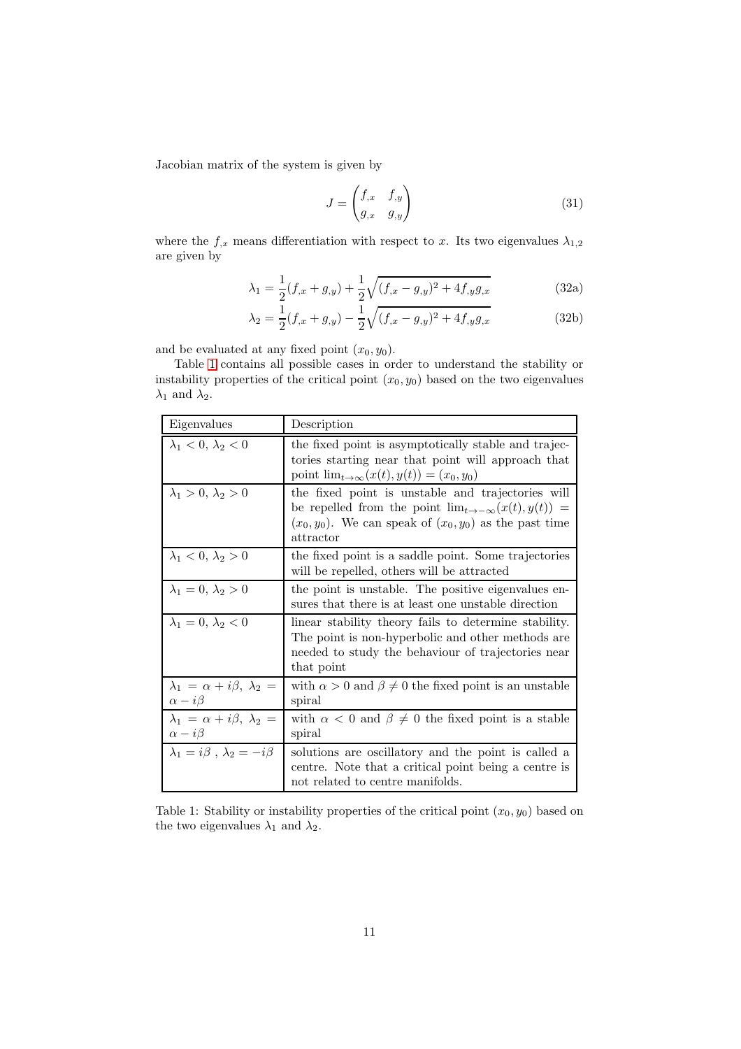Jacobian matrix of the system is given by

$$J = \begin{pmatrix} f_{,x} & f_{,y} \\ g_{,x} & g_{,y} \end{pmatrix} \tag{31}$$

where the $f_{,x}$ means differentiation with respect to $x$. Its two eigenvalues $\lambda_{1,2}$ are given by

$$\lambda_1 = \frac{1}{2}(f_{,x} + g_{,y}) + \frac{1}{2}\sqrt{(f_{,x} - g_{,y})^2 + 4f_{,y}g_{,x}} \tag{32a}$$

$$\lambda_2 = \frac{1}{2}(f_{,x} + g_{,y}) - \frac{1}{2}\sqrt{(f_{,x} - g_{,y})^2 + 4f_{,y}g_{,x}} \tag{32b}$$

and be evaluated at any fixed point $(x_0, y_0)$.

Table 1 contains all possible cases in order to understand the stability or instability properties of the critical point $(x_0, y_0)$ based on the two eigenvalues $\lambda_1$ and $\lambda_2$.

| Eigenvalues | Description |
|---|---|
| $\lambda_1 < 0$, $\lambda_2 < 0$ | the fixed point is asymptotically stable and trajectories starting near that point will approach that point $\lim_{t\to\infty}(x(t), y(t)) = (x_0, y_0)$ |
| $\lambda_1 > 0$, $\lambda_2 > 0$ | the fixed point is unstable and trajectories will be repelled from the point $\lim_{t\to-\infty}(x(t), y(t)) = (x_0, y_0)$. We can speak of $(x_0, y_0)$ as the past time attractor |
| $\lambda_1 < 0$, $\lambda_2 > 0$ | the fixed point is a saddle point. Some trajectories will be repelled, others will be attracted |
| $\lambda_1 = 0$, $\lambda_2 > 0$ | the point is unstable. The positive eigenvalues ensures that there is at least one unstable direction |
| $\lambda_1 = 0$, $\lambda_2 < 0$ | linear stability theory fails to determine stability. The point is non-hyperbolic and other methods are needed to study the behaviour of trajectories near that point |
| $\lambda_1 = \alpha + i\beta$, $\lambda_2 = \alpha - i\beta$ | with $\alpha > 0$ and $\beta \neq 0$ the fixed point is an unstable spiral |
| $\lambda_1 = \alpha + i\beta$, $\lambda_2 = \alpha - i\beta$ | with $\alpha < 0$ and $\beta \neq 0$ the fixed point is a stable spiral |
| $\lambda_1 = i\beta$ , $\lambda_2 = -i\beta$ | solutions are oscillatory and the point is called a centre. Note that a critical point being a centre is not related to centre manifolds. |

Table 1: Stability or instability properties of the critical point $(x_0, y_0)$ based on the two eigenvalues $\lambda_1$ and $\lambda_2$.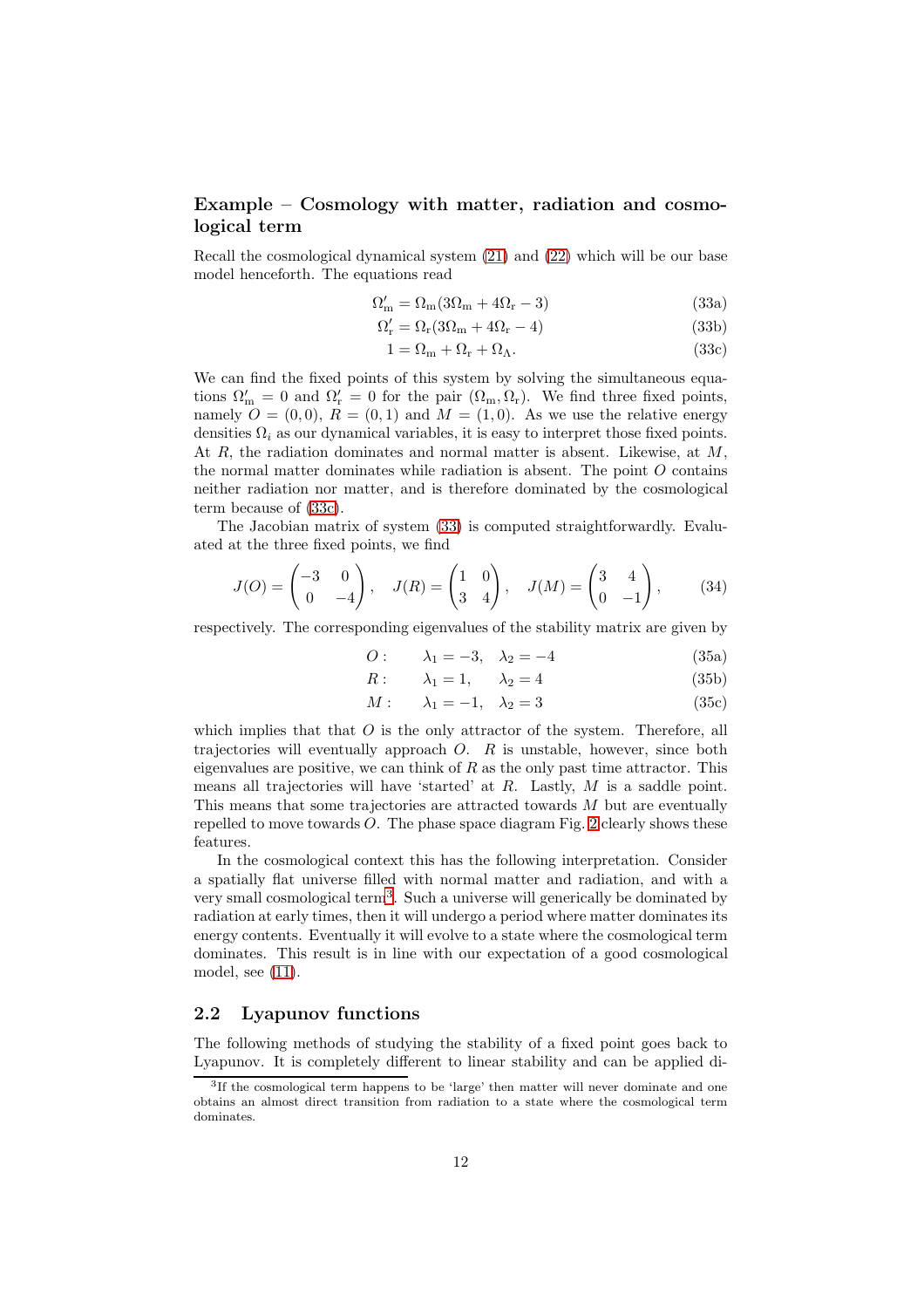### Example – Cosmology with matter, radiation and cosmological term

Recall the cosmological dynamical system (21) and (22) which will be our base model henceforth. The equations read

$$\Omega_{\rm m}' = \Omega_{\rm m}(3\Omega_{\rm m} + 4\Omega_{\rm r} - 3) \tag{33a}$$

$$\Omega_{\rm r}' = \Omega_{\rm r}(3\Omega_{\rm m} + 4\Omega_{\rm r} - 4) \tag{33b}$$

$$1 = \Omega_{\rm m} + \Omega_{\rm r} + \Omega_\Lambda. \tag{33c}$$

We can find the fixed points of this system by solving the simultaneous equations $\Omega_{\rm m}' = 0$ and $\Omega_{\rm r}' = 0$ for the pair $(\Omega_{\rm m}, \Omega_{\rm r})$. We find three fixed points, namely $O = (0, 0)$, $R = (0, 1)$ and $M = (1, 0)$. As we use the relative energy densities $\Omega_i$ as our dynamical variables, it is easy to interpret those fixed points. At $R$, the radiation dominates and normal matter is absent. Likewise, at $M$, the normal matter dominates while radiation is absent. The point $O$ contains neither radiation nor matter, and is therefore dominated by the cosmological term because of (33c).

The Jacobian matrix of system (33) is computed straightforwardly. Evaluated at the three fixed points, we find

$$J(O) = \begin{pmatrix} -3 & 0 \\ 0 & -4 \end{pmatrix}, \quad J(R) = \begin{pmatrix} 1 & 0 \\ 3 & 4 \end{pmatrix}, \quad J(M) = \begin{pmatrix} 3 & 4 \\ 0 & -1 \end{pmatrix}, \tag{34}$$

respectively. The corresponding eigenvalues of the stability matrix are given by

$$O: \qquad \lambda_1 = -3, \quad \lambda_2 = -4 \tag{35a}$$

$$R: \qquad \lambda_1 = 1, \quad \lambda_2 = 4 \tag{35b}$$

$$M: \qquad \lambda_1 = -1, \quad \lambda_2 = 3 \tag{35c}$$

which implies that that $O$ is the only attractor of the system. Therefore, all trajectories will eventually approach $O$. $R$ is unstable, however, since both eigenvalues are positive, we can think of $R$ as the only past time attractor. This means all trajectories will have 'started' at $R$. Lastly, $M$ is a saddle point. This means that some trajectories are attracted towards $M$ but are eventually repelled to move towards $O$. The phase space diagram Fig. 2 clearly shows these features.

In the cosmological context this has the following interpretation. Consider a spatially flat universe filled with normal matter and radiation, and with a very small cosmological term[3]. Such a universe will generically be dominated by radiation at early times, then it will undergo a period where matter dominates its energy contents. Eventually it will evolve to a state where the cosmological term dominates. This result is in line with our expectation of a good cosmological model, see (11).

## 2.2 Lyapunov functions

The following methods of studying the stability of a fixed point goes back to Lyapunov. It is completely different to linear stability and can be applied di-

[3] If the cosmological term happens to be 'large' then matter will never dominate and one obtains an almost direct transition from radiation to a state where the cosmological term dominates.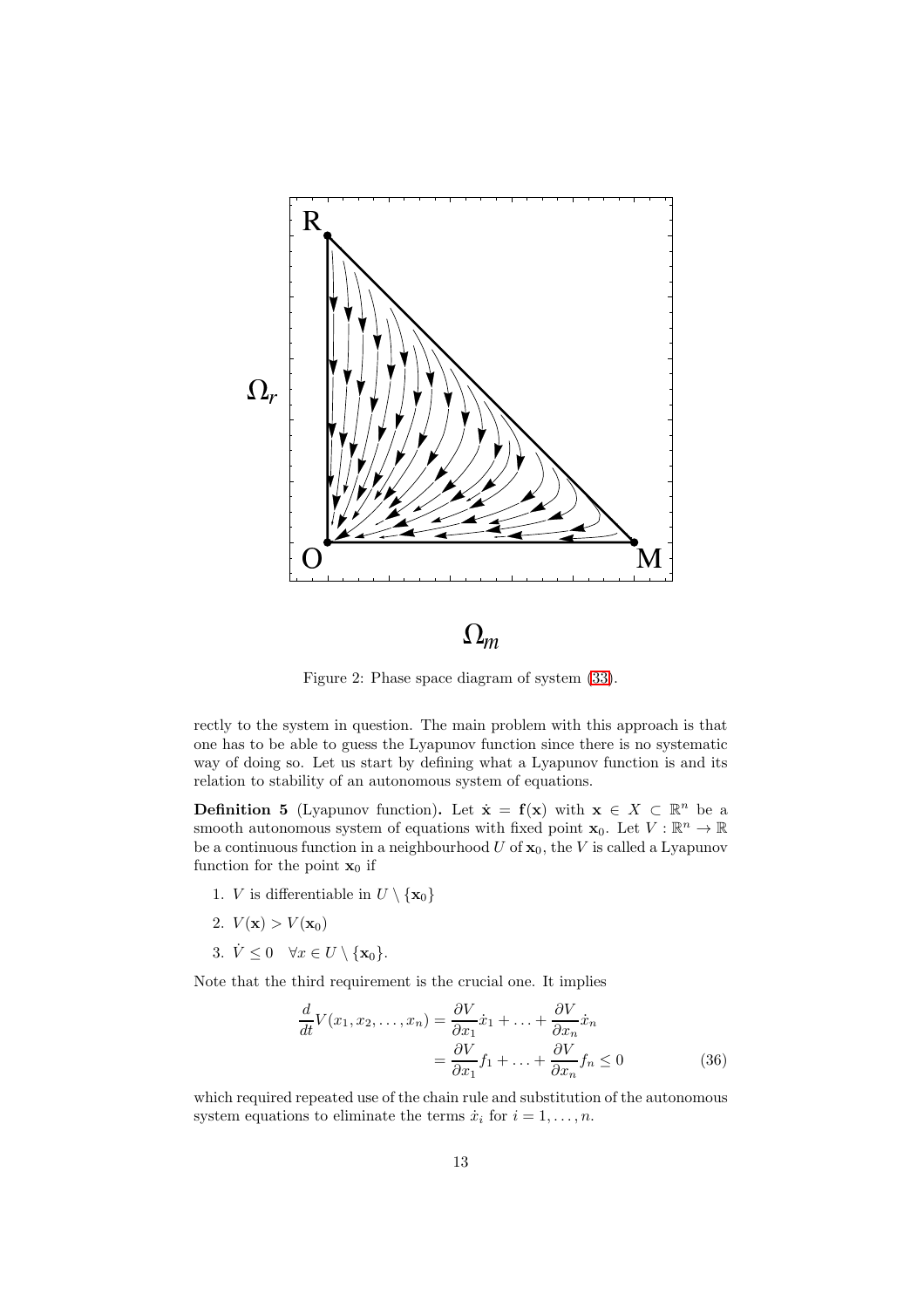Figure 2: Phase space diagram of system (33).

rectly to the system in question. The main problem with this approach is that one has to be able to guess the Lyapunov function since there is no systematic way of doing so. Let us start by defining what a Lyapunov function is and its relation to stability of an autonomous system of equations.

**Definition 5** (Lyapunov function)**.** Let $\dot{\mathbf{x}} = \mathbf{f}(\mathbf{x})$ with $\mathbf{x} \in X \subset \mathbb{R}^n$ be a smooth autonomous system of equations with fixed point $\mathbf{x}_0$. Let $V : \mathbb{R}^n \to \mathbb{R}$ be a continuous function in a neighbourhood $U$ of $\mathbf{x}_0$, the $V$ is called a Lyapunov function for the point $\mathbf{x}_0$ if

1. $V$ is differentiable in $U \setminus \{\mathbf{x}_0\}$
2. $V(\mathbf{x}) > V(\mathbf{x}_0)$
3. $\dot{V} \leq 0 \quad \forall x \in U \setminus \{\mathbf{x}_0\}$.

Note that the third requirement is the crucial one. It implies

$$
\begin{aligned}
\frac{d}{dt} V(x_1, x_2, \ldots, x_n) &= \frac{\partial V}{\partial x_1}\dot{x}_1 + \ldots + \frac{\partial V}{\partial x_n}\dot{x}_n \\
&= \frac{\partial V}{\partial x_1} f_1 + \ldots + \frac{\partial V}{\partial x_n} f_n \leq 0
\end{aligned}
\tag{36}
$$

which required repeated use of the chain rule and substitution of the autonomous system equations to eliminate the terms $\dot{x}_i$ for $i = 1, \ldots, n$.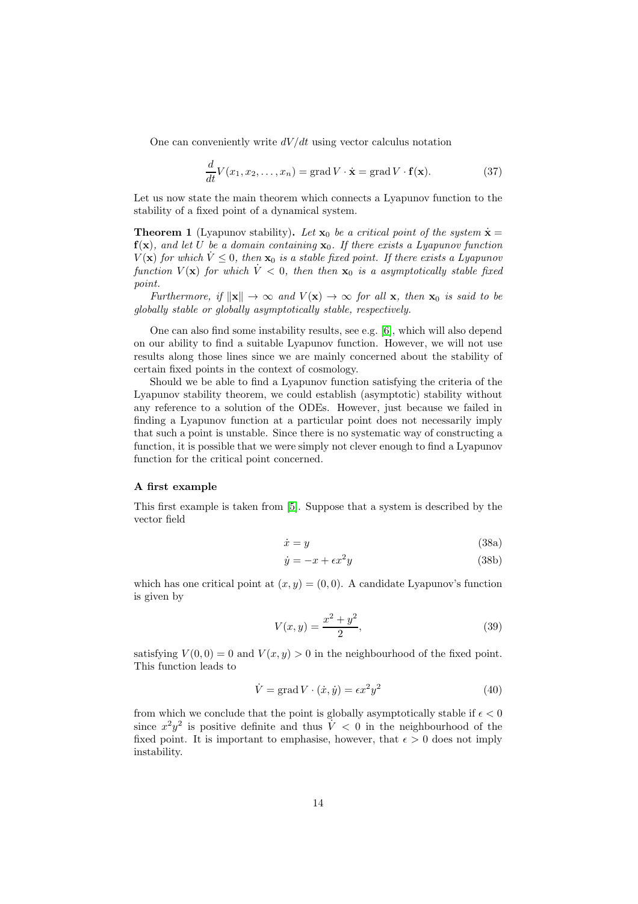One can conveniently write $dV/dt$ using vector calculus notation

$$\frac{d}{dt}V(x_1, x_2, \dots, x_n) = \operatorname{grad} V \cdot \dot{\mathbf{x}} = \operatorname{grad} V \cdot \mathbf{f}(\mathbf{x}). \tag{37}$$

Let us now state the main theorem which connects a Lyapunov function to the stability of a fixed point of a dynamical system.

**Theorem 1** (Lyapunov stability)**.** *Let $\mathbf{x}_0$ be a critical point of the system $\dot{\mathbf{x}} = \mathbf{f}(\mathbf{x})$, and let $U$ be a domain containing $\mathbf{x}_0$. If there exists a Lyapunov function $V(\mathbf{x})$ for which $\dot{V} \leq 0$, then $\mathbf{x}_0$ is a stable fixed point. If there exists a Lyapunov function $V(\mathbf{x})$ for which $\dot{V} < 0$, then then $\mathbf{x}_0$ is a asymptotically stable fixed point.*

*Furthermore, if $\|\mathbf{x}\| \to \infty$ and $V(\mathbf{x}) \to \infty$ for all $\mathbf{x}$, then $\mathbf{x}_0$ is said to be globally stable or globally asymptotically stable, respectively.*

One can also find some instability results, see e.g. [6], which will also depend on our ability to find a suitable Lyapunov function. However, we will not use results along those lines since we are mainly concerned about the stability of certain fixed points in the context of cosmology.

Should we be able to find a Lyapunov function satisfying the criteria of the Lyapunov stability theorem, we could establish (asymptotic) stability without any reference to a solution of the ODEs. However, just because we failed in finding a Lyapunov function at a particular point does not necessarily imply that such a point is unstable. Since there is no systematic way of constructing a function, it is possible that we were simply not clever enough to find a Lyapunov function for the critical point concerned.

#### A first example

This first example is taken from [5]. Suppose that a system is described by the vector field

$$\dot{x} = y \tag{38a}$$

$$\dot{y} = -x + \epsilon x^2 y \tag{38b}$$

which has one critical point at $(x, y) = (0, 0)$. A candidate Lyapunov's function is given by

$$V(x, y) = \frac{x^2 + y^2}{2}, \tag{39}$$

satisfying $V(0, 0) = 0$ and $V(x, y) > 0$ in the neighbourhood of the fixed point. This function leads to

$$\dot{V} = \operatorname{grad} V \cdot (\dot{x}, \dot{y}) = \epsilon x^2 y^2 \tag{40}$$

from which we conclude that the point is globally asymptotically stable if $\epsilon < 0$ since $x^2y^2$ is positive definite and thus $\dot{V} < 0$ in the neighbourhood of the fixed point. It is important to emphasise, however, that $\epsilon > 0$ does not imply instability.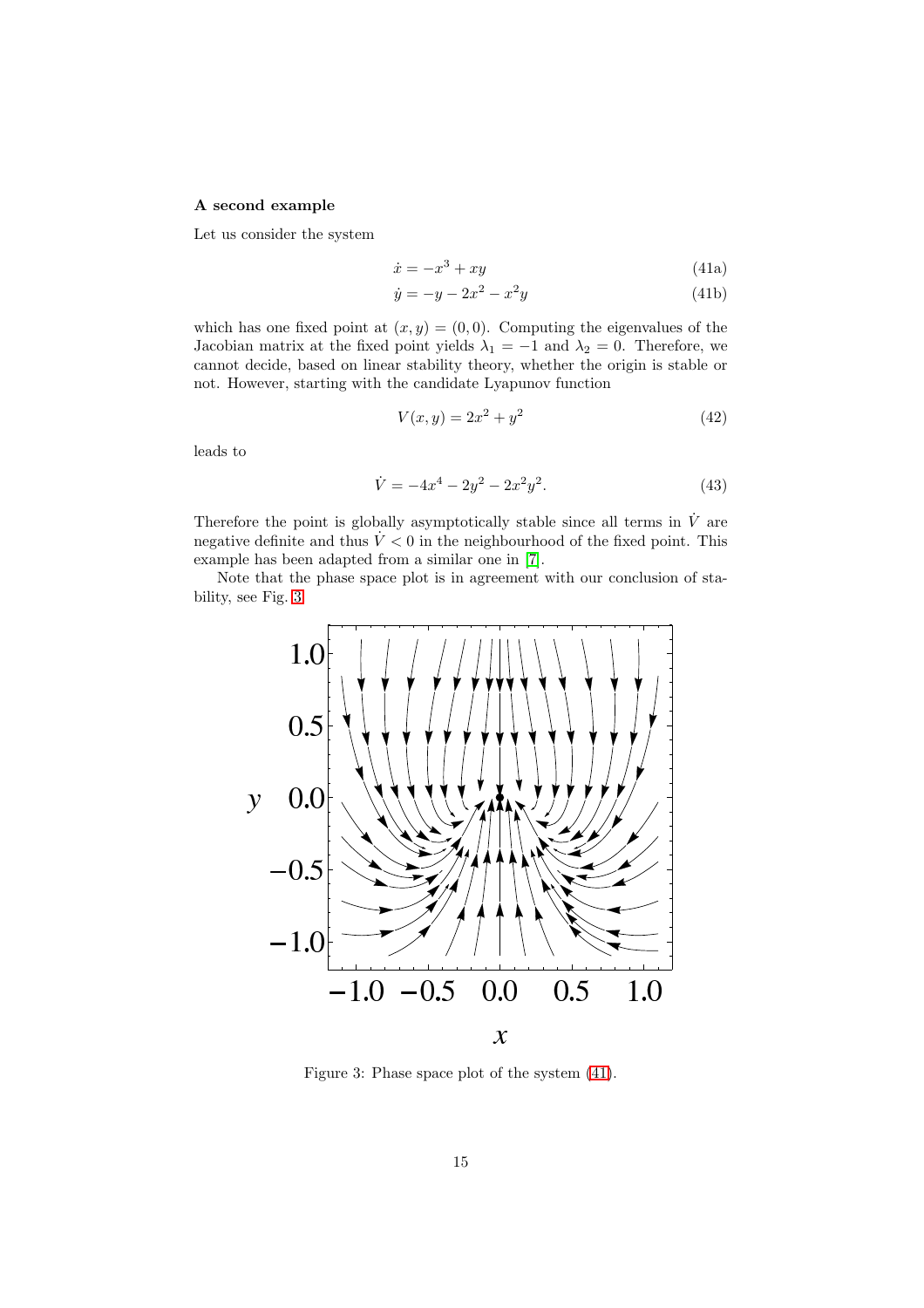**A second example**

Let us consider the system

$$\dot{x} = -x^3 + xy \tag{41a}$$

$$\dot{y} = -y - 2x^2 - x^2 y \tag{41b}$$

which has one fixed point at $(x, y) = (0, 0)$. Computing the eigenvalues of the Jacobian matrix at the fixed point yields $\lambda_1 = -1$ and $\lambda_2 = 0$. Therefore, we cannot decide, based on linear stability theory, whether the origin is stable or not. However, starting with the candidate Lyapunov function

$$V(x, y) = 2x^2 + y^2 \tag{42}$$

leads to

$$\dot{V} = -4x^4 - 2y^2 - 2x^2y^2. \tag{43}$$

Therefore the point is globally asymptotically stable since all terms in $\dot{V}$ are negative definite and thus $\dot{V} < 0$ in the neighbourhood of the fixed point. This example has been adapted from a similar one in [7].

Note that the phase space plot is in agreement with our conclusion of stability, see Fig. 3.

Figure 3: Phase space plot of the system (41).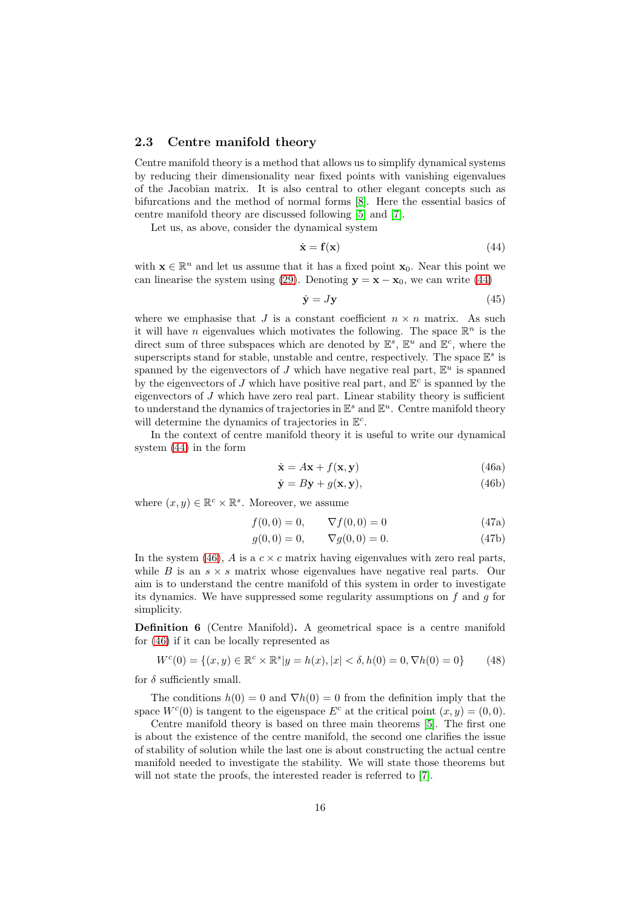### 2.3 Centre manifold theory

Centre manifold theory is a method that allows us to simplify dynamical systems by reducing their dimensionality near fixed points with vanishing eigenvalues of the Jacobian matrix. It is also central to other elegant concepts such as bifurcations and the method of normal forms [8]. Here the essential basics of centre manifold theory are discussed following [5] and [7].

Let us, as above, consider the dynamical system

$$\dot{\mathbf{x}} = \mathbf{f}(\mathbf{x}) \tag{44}$$

with $\mathbf{x} \in \mathbb{R}^n$ and let us assume that it has a fixed point $\mathbf{x}_0$. Near this point we can linearise the system using (29). Denoting $\mathbf{y} = \mathbf{x} - \mathbf{x}_0$, we can write (44)

$$\dot{\mathbf{y}} = J\mathbf{y} \tag{45}$$

where we emphasise that $J$ is a constant coefficient $n \times n$ matrix. As such it will have $n$ eigenvalues which motivates the following. The space $\mathbb{R}^n$ is the direct sum of three subspaces which are denoted by $\mathbb{E}^s$, $\mathbb{E}^u$ and $\mathbb{E}^c$, where the superscripts stand for stable, unstable and centre, respectively. The space $\mathbb{E}^s$ is spanned by the eigenvectors of $J$ which have negative real part, $\mathbb{E}^u$ is spanned by the eigenvectors of $J$ which have positive real part, and $\mathbb{E}^c$ is spanned by the eigenvectors of $J$ which have zero real part. Linear stability theory is sufficient to understand the dynamics of trajectories in $\mathbb{E}^s$ and $\mathbb{E}^u$. Centre manifold theory will determine the dynamics of trajectories in $\mathbb{E}^c$.

In the context of centre manifold theory it is useful to write our dynamical system (44) in the form

$$\dot{\mathbf{x}} = A\mathbf{x} + f(\mathbf{x}, \mathbf{y}) \tag{46a}$$

$$\dot{\mathbf{y}} = B\mathbf{y} + g(\mathbf{x}, \mathbf{y}), \tag{46b}$$

where $(x, y) \in \mathbb{R}^c \times \mathbb{R}^s$. Moreover, we assume

$$f(0,0) = 0, \qquad \nabla f(0,0) = 0 \tag{47a}$$

$$g(0,0) = 0, \qquad \nabla g(0,0) = 0. \tag{47b}$$

In the system (46), $A$ is a $c \times c$ matrix having eigenvalues with zero real parts, while $B$ is an $s \times s$ matrix whose eigenvalues have negative real parts. Our aim is to understand the centre manifold of this system in order to investigate its dynamics. We have suppressed some regularity assumptions on $f$ and $g$ for simplicity.

**Definition 6** (Centre Manifold)**.** A geometrical space is a centre manifold for (46) if it can be locally represented as

$$W^c(0) = \{(x, y) \in \mathbb{R}^c \times \mathbb{R}^s | y = h(x), |x| < \delta, h(0) = 0, \nabla h(0) = 0\} \tag{48}$$

for $\delta$ sufficiently small.

The conditions $h(0) = 0$ and $\nabla h(0) = 0$ from the definition imply that the space $W^c(0)$ is tangent to the eigenspace $E^c$ at the critical point $(x, y) = (0, 0)$.

Centre manifold theory is based on three main theorems [5]. The first one is about the existence of the centre manifold, the second one clarifies the issue of stability of solution while the last one is about constructing the actual centre manifold needed to investigate the stability. We will state those theorems but will not state the proofs, the interested reader is referred to [7].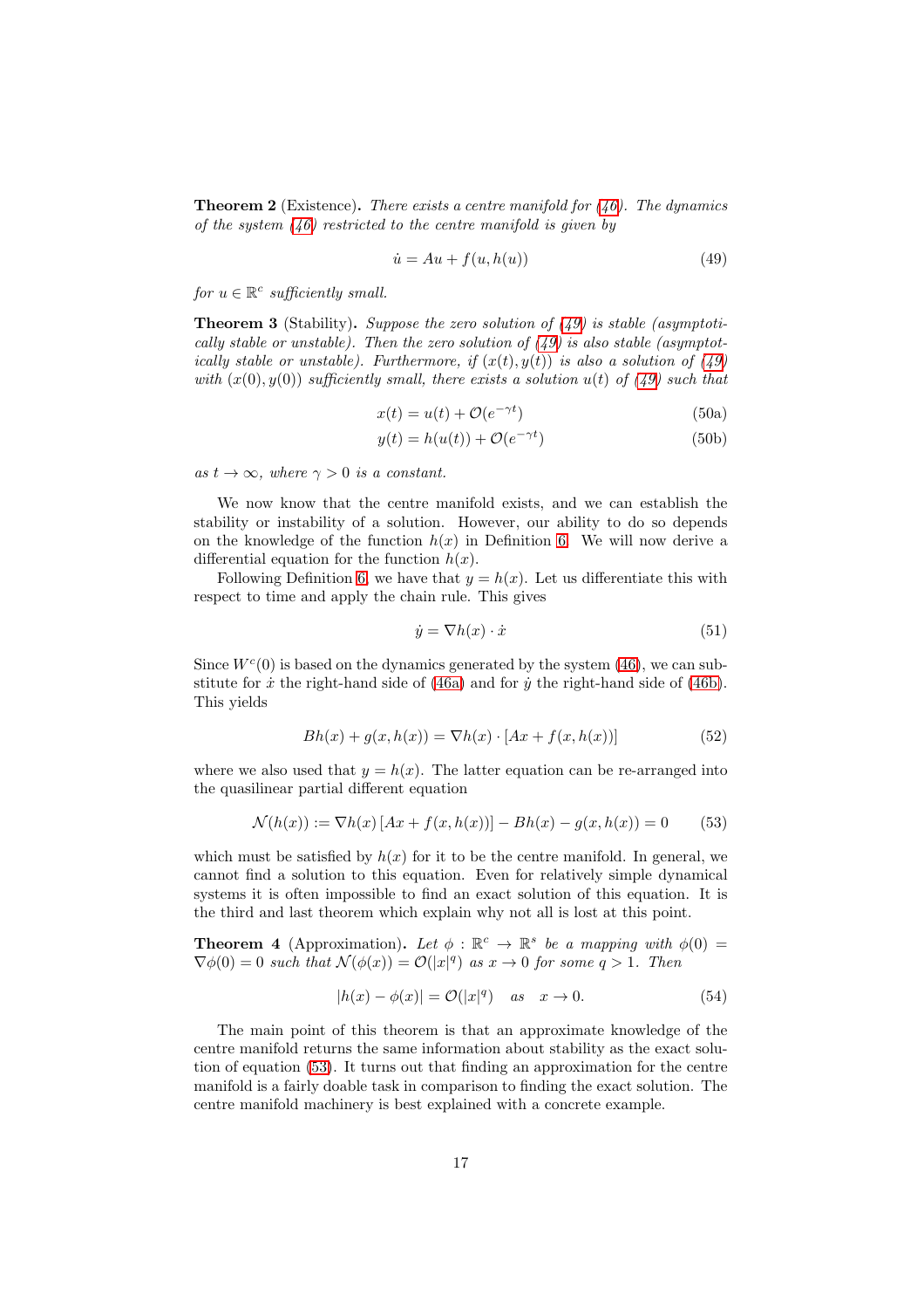**Theorem 2** (Existence)**.** *There exists a centre manifold for (46). The dynamics of the system (46) restricted to the centre manifold is given by*

$$\dot{u} = Au + f(u, h(u)) \tag{49}$$

*for $u \in \mathbb{R}^c$ sufficiently small.*

**Theorem 3** (Stability)**.** *Suppose the zero solution of (49) is stable (asymptotically stable or unstable). Then the zero solution of (49) is also stable (asymptotically stable or unstable). Furthermore, if $(x(t), y(t))$ is also a solution of (49) with $(x(0), y(0))$ sufficiently small, there exists a solution $u(t)$ of (49) such that*

$$x(t) = u(t) + \mathcal{O}(e^{-\gamma t}) \tag{50a}$$

$$y(t) = h(u(t)) + \mathcal{O}(e^{-\gamma t}) \tag{50b}$$

*as $t \to \infty$, where $\gamma > 0$ is a constant.*

We now know that the centre manifold exists, and we can establish the stability or instability of a solution. However, our ability to do so depends on the knowledge of the function $h(x)$ in Definition 6. We will now derive a differential equation for the function $h(x)$.

Following Definition 6, we have that $y = h(x)$. Let us differentiate this with respect to time and apply the chain rule. This gives

$$\dot{y} = \nabla h(x) \cdot \dot{x} \tag{51}$$

Since $W^c(0)$ is based on the dynamics generated by the system (46), we can substitute for $\dot{x}$ the right-hand side of (46a) and for $\dot{y}$ the right-hand side of (46b). This yields

$$Bh(x) + g(x, h(x)) = \nabla h(x) \cdot [Ax + f(x, h(x))] \tag{52}$$

where we also used that $y = h(x)$. The latter equation can be re-arranged into the quasilinear partial different equation

$$\mathcal{N}(h(x)) := \nabla h(x)\,[Ax + f(x, h(x))] - Bh(x) - g(x, h(x)) = 0 \tag{53}$$

which must be satisfied by $h(x)$ for it to be the centre manifold. In general, we cannot find a solution to this equation. Even for relatively simple dynamical systems it is often impossible to find an exact solution of this equation. It is the third and last theorem which explain why not all is lost at this point.

**Theorem 4** (Approximation)**.** *Let $\phi : \mathbb{R}^c \to \mathbb{R}^s$ be a mapping with $\phi(0) = \nabla\phi(0) = 0$ such that $\mathcal{N}(\phi(x)) = \mathcal{O}(|x|^q)$ as $x \to 0$ for some $q > 1$. Then*

$$|h(x) - \phi(x)| = \mathcal{O}(|x|^q) \quad \text{as} \quad x \to 0. \tag{54}$$

The main point of this theorem is that an approximate knowledge of the centre manifold returns the same information about stability as the exact solution of equation (53). It turns out that finding an approximation for the centre manifold is a fairly doable task in comparison to finding the exact solution. The centre manifold machinery is best explained with a concrete example.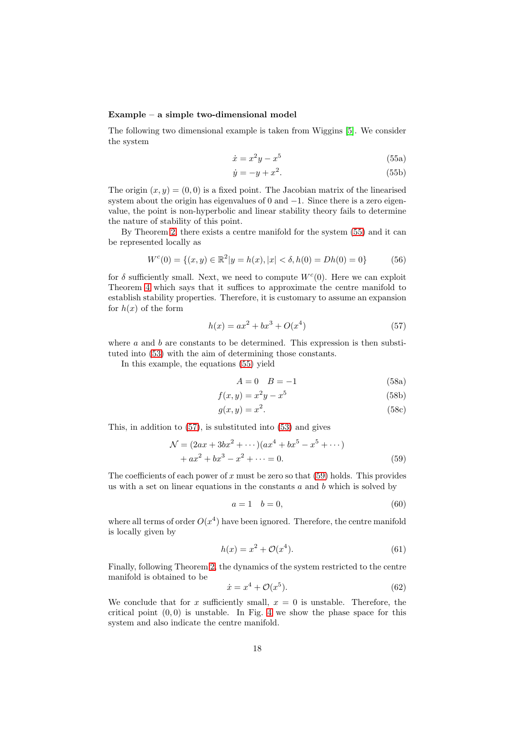**Example – a simple two-dimensional model**

The following two dimensional example is taken from Wiggins [5]. We consider the system

$$\dot{x} = x^2 y - x^5 \tag{55a}$$

$$\dot{y} = -y + x^2. \tag{55b}$$

The origin $(x, y) = (0, 0)$ is a fixed point. The Jacobian matrix of the linearised system about the origin has eigenvalues of 0 and $-1$. Since there is a zero eigenvalue, the point is non-hyperbolic and linear stability theory fails to determine the nature of stability of this point.

By Theorem 2, there exists a centre manifold for the system (55) and it can be represented locally as

$$W^c(0) = \{(x, y) \in \mathbb{R}^2 | y = h(x), |x| < \delta, h(0) = Dh(0) = 0\} \tag{56}$$

for $\delta$ sufficiently small. Next, we need to compute $W^c(0)$. Here we can exploit Theorem 4 which says that it suffices to approximate the centre manifold to establish stability properties. Therefore, it is customary to assume an expansion for $h(x)$ of the form

$$h(x) = ax^2 + bx^3 + O(x^4) \tag{57}$$

where $a$ and $b$ are constants to be determined. This expression is then substituted into (53) with the aim of determining those constants.

In this example, the equations (55) yield

$$A = 0 \quad B = -1 \tag{58a}$$

$$f(x, y) = x^2 y - x^5 \tag{58b}$$

$$g(x, y) = x^2. \tag{58c}$$

This, in addition to (57), is substituted into (53) and gives

$$\begin{aligned}\mathcal{N} &= (2ax + 3bx^2 + \cdots)(ax^4 + bx^5 - x^5 + \cdots) \\ &\quad + ax^2 + bx^3 - x^2 + \cdots = 0.\end{aligned} \tag{59}$$

The coefficients of each power of $x$ must be zero so that (59) holds. This provides us with a set on linear equations in the constants $a$ and $b$ which is solved by

$$a = 1 \quad b = 0, \tag{60}$$

where all terms of order $O(x^4)$ have been ignored. Therefore, the centre manifold is locally given by

$$h(x) = x^2 + \mathcal{O}(x^4). \tag{61}$$

Finally, following Theorem 2, the dynamics of the system restricted to the centre manifold is obtained to be

$$\dot{x} = x^4 + \mathcal{O}(x^5). \tag{62}$$

We conclude that for $x$ sufficiently small, $x = 0$ is unstable. Therefore, the critical point $(0, 0)$ is unstable. In Fig. 4 we show the phase space for this system and also indicate the centre manifold.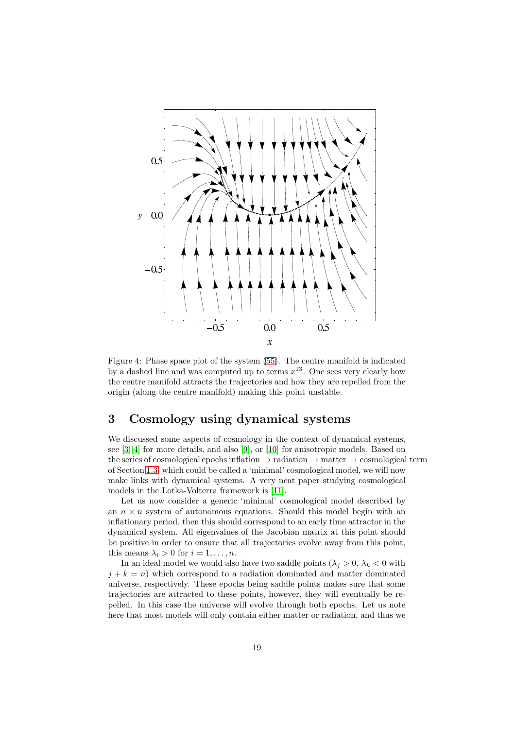Figure 4: Phase space plot of the system (55). The centre manifold is indicated by a dashed line and was computed up to terms $x^{13}$. One sees very clearly how the centre manifold attracts the trajectories and how they are repelled from the origin (along the centre manifold) making this point unstable.

## 3 Cosmology using dynamical systems

We discussed some aspects of cosmology in the context of dynamical systems, see [3, 4] for more details, and also [9], or [10] for anisotropic models. Based on the series of cosmological epochs inflation → radiation → matter → cosmological term of Section 1.3, which could be called a 'minimal' cosmological model, we will now make links with dynamical systems. A very neat paper studying cosmological models in the Lotka-Volterra framework is [11].

Let us now consider a generic 'minimal' cosmological model described by an $n \times n$ system of autonomous equations. Should this model begin with an inflationary period, then this should correspond to an early time attractor in the dynamical system. All eigenvalues of the Jacobian matrix at this point should be positive in order to ensure that all trajectories evolve away from this point, this means $\lambda_i > 0$ for $i = 1, \ldots, n$.

In an ideal model we would also have two saddle points ($\lambda_j > 0$, $\lambda_k < 0$ with $j + k = n$) which correspond to a radiation dominated and matter dominated universe, respectively. These epochs being saddle points makes sure that some trajectories are attracted to these points, however, they will eventually be repelled. In this case the universe will evolve through both epochs. Let us note here that most models will only contain either matter or radiation, and thus we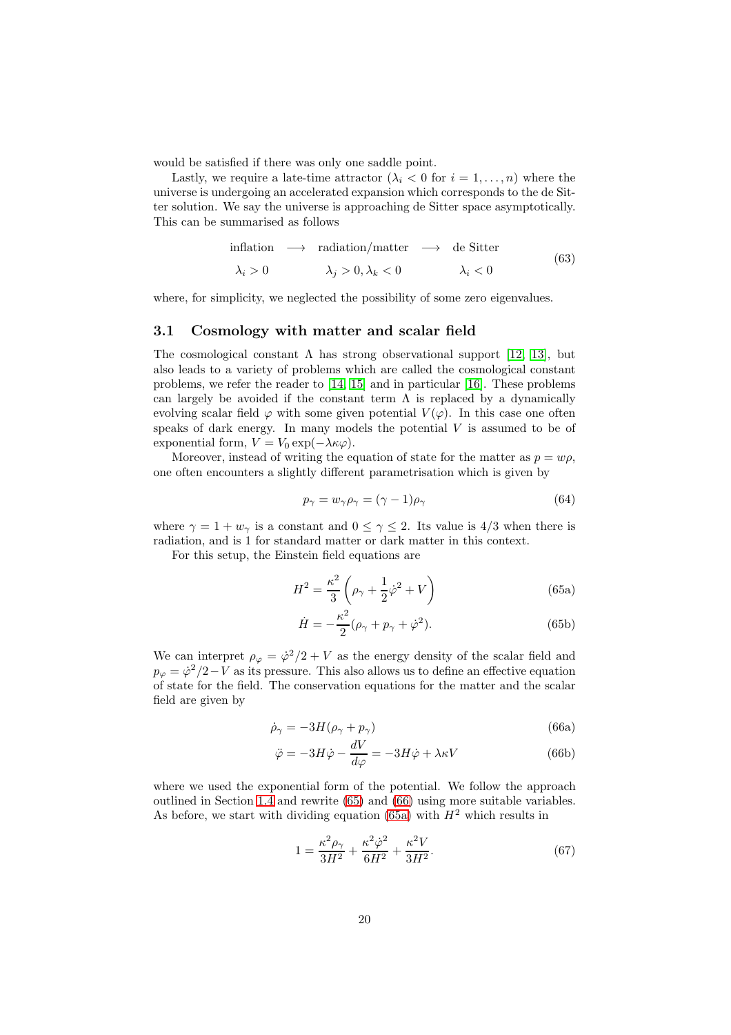would be satisfied if there was only one saddle point.

Lastly, we require a late-time attractor ($\lambda_i < 0$ for $i = 1, \ldots, n$) where the universe is undergoing an accelerated expansion which corresponds to the de Sitter solution. We say the universe is approaching de Sitter space asymptotically. This can be summarised as follows

$$
\begin{array}{ccccc}
\text{inflation} & \longrightarrow & \text{radiation/matter} & \longrightarrow & \text{de Sitter} \\
\lambda_i > 0 & & \lambda_j > 0, \lambda_k < 0 & & \lambda_i < 0
\end{array}
\tag{63}
$$

where, for simplicity, we neglected the possibility of some zero eigenvalues.

## 3.1 Cosmology with matter and scalar field

The cosmological constant $\Lambda$ has strong observational support [12, 13], but also leads to a variety of problems which are called the cosmological constant problems, we refer the reader to [14, 15] and in particular [16]. These problems can largely be avoided if the constant term $\Lambda$ is replaced by a dynamically evolving scalar field $\varphi$ with some given potential $V(\varphi)$. In this case one often speaks of dark energy. In many models the potential $V$ is assumed to be of exponential form, $V = V_0 \exp(-\lambda\kappa\varphi)$.

Moreover, instead of writing the equation of state for the matter as $p = w\rho$, one often encounters a slightly different parametrisation which is given by

$$
p_\gamma = w_\gamma \rho_\gamma = (\gamma - 1)\rho_\gamma \tag{64}
$$

where $\gamma = 1 + w_\gamma$ is a constant and $0 \leq \gamma \leq 2$. Its value is 4/3 when there is radiation, and is 1 for standard matter or dark matter in this context.

For this setup, the Einstein field equations are

$$
H^2 = \frac{\kappa^2}{3}\left(\rho_\gamma + \frac{1}{2}\dot{\varphi}^2 + V\right) \tag{65a}
$$

$$
\dot{H} = -\frac{\kappa^2}{2}(\rho_\gamma + p_\gamma + \dot{\varphi}^2). \tag{65b}
$$

We can interpret $\rho_\varphi = \dot{\varphi}^2/2 + V$ as the energy density of the scalar field and $p_\varphi = \dot{\varphi}^2/2 - V$ as its pressure. This also allows us to define an effective equation of state for the field. The conservation equations for the matter and the scalar field are given by

$$
\dot{\rho}_\gamma = -3H(\rho_\gamma + p_\gamma) \tag{66a}
$$

$$
\ddot{\varphi} = -3H\dot{\varphi} - \frac{dV}{d\varphi} = -3H\dot{\varphi} + \lambda\kappa V \tag{66b}
$$

where we used the exponential form of the potential. We follow the approach outlined in Section 1.4 and rewrite (65) and (66) using more suitable variables. As before, we start with dividing equation (65a) with $H^2$ which results in

$$
1 = \frac{\kappa^2 \rho_\gamma}{3H^2} + \frac{\kappa^2 \dot{\varphi}^2}{6H^2} + \frac{\kappa^2 V}{3H^2}. \tag{67}
$$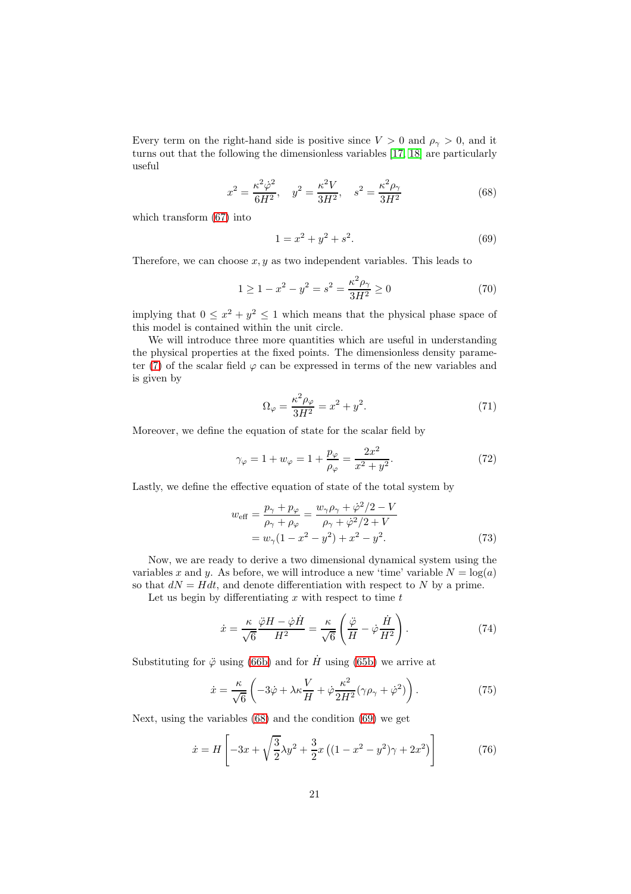Every term on the right-hand side is positive since $V > 0$ and $\rho_\gamma > 0$, and it turns out that the following the dimensionless variables [17, 18] are particularly useful

$$x^2 = \frac{\kappa^2 \dot{\varphi}^2}{6H^2}, \quad y^2 = \frac{\kappa^2 V}{3H^2}, \quad s^2 = \frac{\kappa^2 \rho_\gamma}{3H^2} \tag{68}$$

which transform (67) into

$$1 = x^2 + y^2 + s^2. \tag{69}$$

Therefore, we can choose $x, y$ as two independent variables. This leads to

$$1 \geq 1 - x^2 - y^2 = s^2 = \frac{\kappa^2 \rho_\gamma}{3H^2} \geq 0 \tag{70}$$

implying that $0 \leq x^2 + y^2 \leq 1$ which means that the physical phase space of this model is contained within the unit circle.

We will introduce three more quantities which are useful in understanding the physical properties at the fixed points. The dimensionless density parameter (7) of the scalar field $\varphi$ can be expressed in terms of the new variables and is given by

$$\Omega_\varphi = \frac{\kappa^2 \rho_\varphi}{3H^2} = x^2 + y^2. \tag{71}$$

Moreover, we define the equation of state for the scalar field by

$$\gamma_\varphi = 1 + w_\varphi = 1 + \frac{p_\varphi}{\rho_\varphi} = \frac{2x^2}{x^2 + y^2}. \tag{72}$$

Lastly, we define the effective equation of state of the total system by

$$\begin{aligned} w_{\text{eff}} &= \frac{p_\gamma + p_\varphi}{\rho_\gamma + \rho_\varphi} = \frac{w_\gamma \rho_\gamma + \dot{\varphi}^2/2 - V}{\rho_\gamma + \dot{\varphi}^2/2 + V} \\ &= w_\gamma (1 - x^2 - y^2) + x^2 - y^2. \end{aligned} \tag{73}$$

Now, we are ready to derive a two dimensional dynamical system using the variables $x$ and $y$. As before, we will introduce a new 'time' variable $N = \log(a)$ so that $dN = Hdt$, and denote differentiation with respect to $N$ by a prime.

Let us begin by differentiating $x$ with respect to time $t$

$$\dot{x} = \frac{\kappa}{\sqrt{6}} \frac{\ddot{\varphi} H - \dot{\varphi} \dot{H}}{H^2} = \frac{\kappa}{\sqrt{6}} \left( \frac{\ddot{\varphi}}{H} - \dot{\varphi} \frac{\dot{H}}{H^2} \right). \tag{74}$$

Substituting for $\ddot{\varphi}$ using (66b) and for $\dot{H}$ using (65b) we arrive at

$$\dot{x} = \frac{\kappa}{\sqrt{6}} \left( -3\dot{\varphi} + \lambda \kappa \frac{V}{H} + \dot{\varphi} \frac{\kappa^2}{2H^2} (\gamma \rho_\gamma + \dot{\varphi}^2) \right). \tag{75}$$

Next, using the variables (68) and the condition (69) we get

$$\dot{x} = H \left[ -3x + \sqrt{\frac{3}{2}} \lambda y^2 + \frac{3}{2} x \left( (1 - x^2 - y^2)\gamma + 2x^2 \right) \right] \tag{76}$$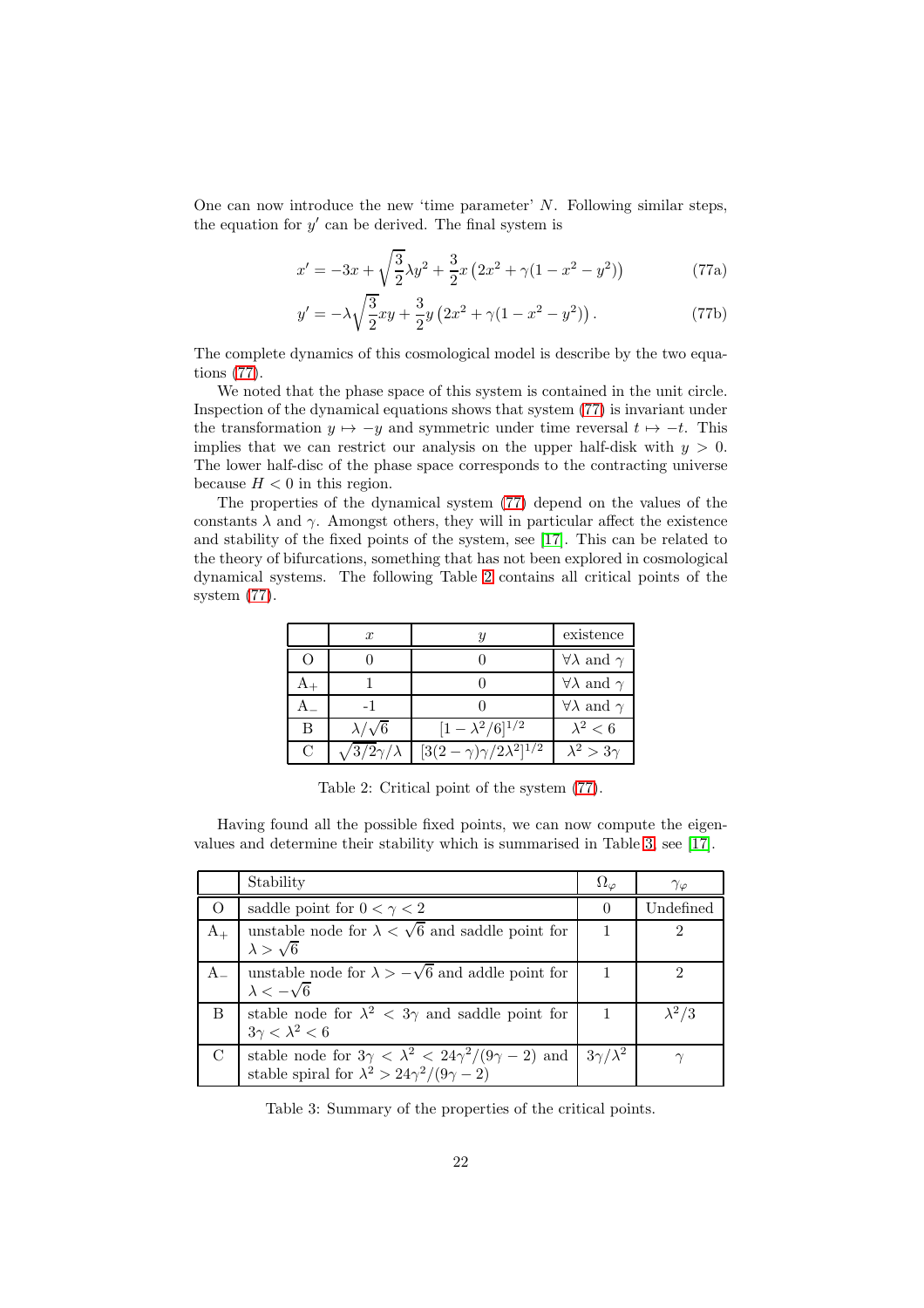One can now introduce the new 'time parameter' $N$. Following similar steps, the equation for $y'$ can be derived. The final system is

$$x' = -3x + \sqrt{\frac{3}{2}}\lambda y^2 + \frac{3}{2}x\left(2x^2 + \gamma(1 - x^2 - y^2)\right) \tag{77a}$$

$$y' = -\lambda\sqrt{\frac{3}{2}}xy + \frac{3}{2}y\left(2x^2 + \gamma(1 - x^2 - y^2)\right). \tag{77b}$$

The complete dynamics of this cosmological model is describe by the two equations (77).

We noted that the phase space of this system is contained in the unit circle. Inspection of the dynamical equations shows that system (77) is invariant under the transformation $y \mapsto -y$ and symmetric under time reversal $t \mapsto -t$. This implies that we can restrict our analysis on the upper half-disk with $y > 0$. The lower half-disc of the phase space corresponds to the contracting universe because $H < 0$ in this region.

The properties of the dynamical system (77) depend on the values of the constants $\lambda$ and $\gamma$. Amongst others, they will in particular affect the existence and stability of the fixed points of the system, see [17]. This can be related to the theory of bifurcations, something that has not been explored in cosmological dynamical systems. The following Table 2 contains all critical points of the system (77).

| | $x$ | $y$ | existence |
|---|---|---|---|
| O | 0 | 0 | $\forall\lambda$ and $\gamma$ |
| $A_+$ | 1 | 0 | $\forall\lambda$ and $\gamma$ |
| $A_-$ | -1 | 0 | $\forall\lambda$ and $\gamma$ |
| B | $\lambda/\sqrt{6}$ | $[1-\lambda^2/6]^{1/2}$ | $\lambda^2 < 6$ |
| C | $\sqrt{3/2}\gamma/\lambda$ | $[3(2-\gamma)\gamma/2\lambda^2]^{1/2}$ | $\lambda^2 > 3\gamma$ |

Table 2: Critical point of the system (77).

Having found all the possible fixed points, we can now compute the eigenvalues and determine their stability which is summarised in Table 3, see [17].

| | Stability | $\Omega_\varphi$ | $\gamma_\varphi$ |
|---|---|---|---|
| O | saddle point for $0 < \gamma < 2$ | 0 | Undefined |
| $A_+$ | unstable node for $\lambda < \sqrt{6}$ and saddle point for $\lambda > \sqrt{6}$ | 1 | 2 |
| $A_-$ | unstable node for $\lambda > -\sqrt{6}$ and addle point for $\lambda < -\sqrt{6}$ | 1 | 2 |
| B | stable node for $\lambda^2 < 3\gamma$ and saddle point for $3\gamma < \lambda^2 < 6$ | 1 | $\lambda^2/3$ |
| C | stable node for $3\gamma < \lambda^2 < 24\gamma^2/(9\gamma - 2)$ and stable spiral for $\lambda^2 > 24\gamma^2/(9\gamma - 2)$ | $3\gamma/\lambda^2$ | $\gamma$ |

Table 3: Summary of the properties of the critical points.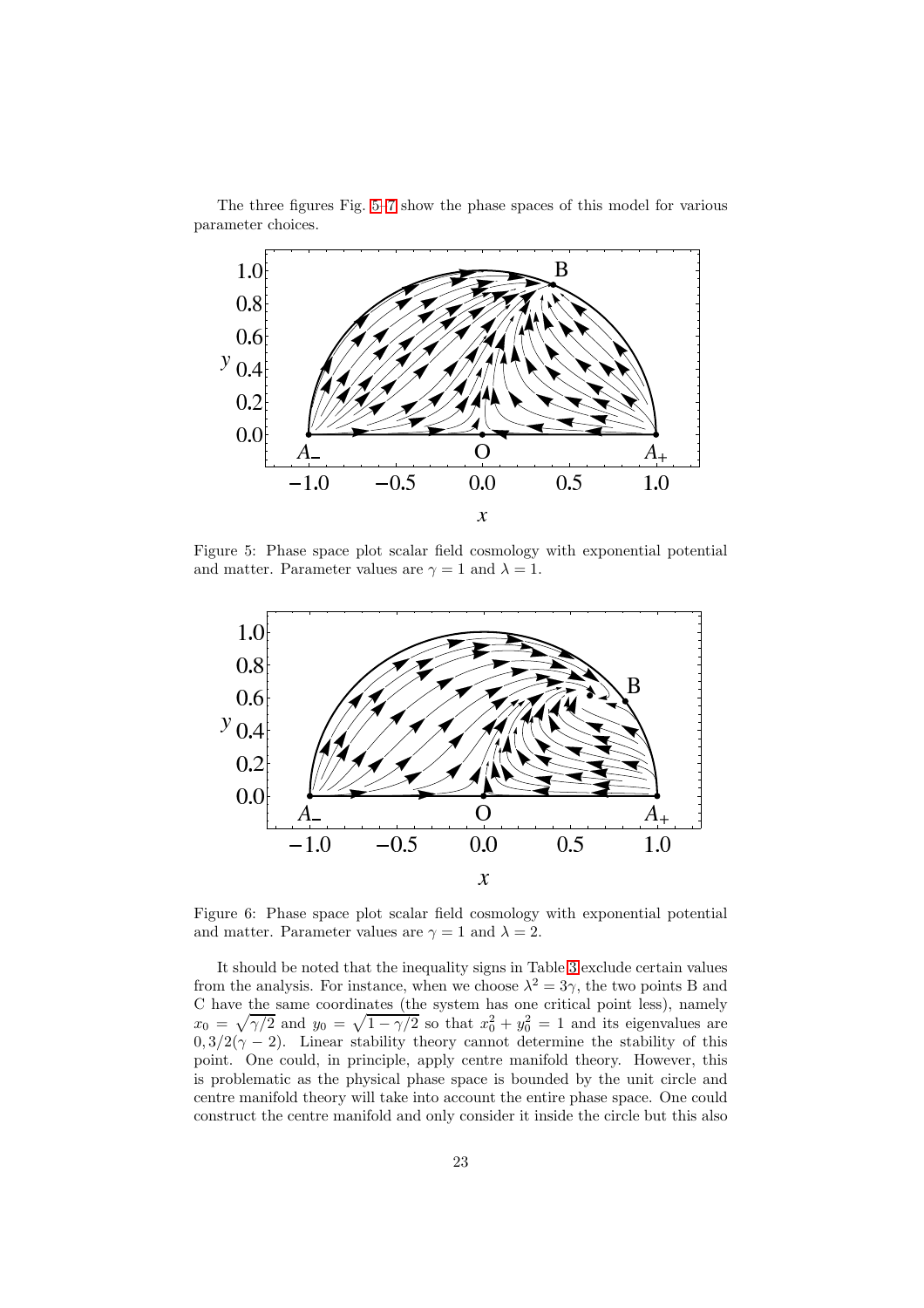The three figures Fig. 5–7 show the phase spaces of this model for various parameter choices.

Figure 5: Phase space plot scalar field cosmology with exponential potential and matter. Parameter values are $\gamma = 1$ and $\lambda = 1$.

Figure 6: Phase space plot scalar field cosmology with exponential potential and matter. Parameter values are $\gamma = 1$ and $\lambda = 2$.

It should be noted that the inequality signs in Table 3 exclude certain values from the analysis. For instance, when we choose $\lambda^2 = 3\gamma$, the two points B and C have the same coordinates (the system has one critical point less), namely $x_0 = \sqrt{\gamma/2}$ and $y_0 = \sqrt{1-\gamma/2}$ so that $x_0^2 + y_0^2 = 1$ and its eigenvalues are $0, 3/2(\gamma - 2)$. Linear stability theory cannot determine the stability of this point. One could, in principle, apply centre manifold theory. However, this is problematic as the physical phase space is bounded by the unit circle and centre manifold theory will take into account the entire phase space. One could construct the centre manifold and only consider it inside the circle but this also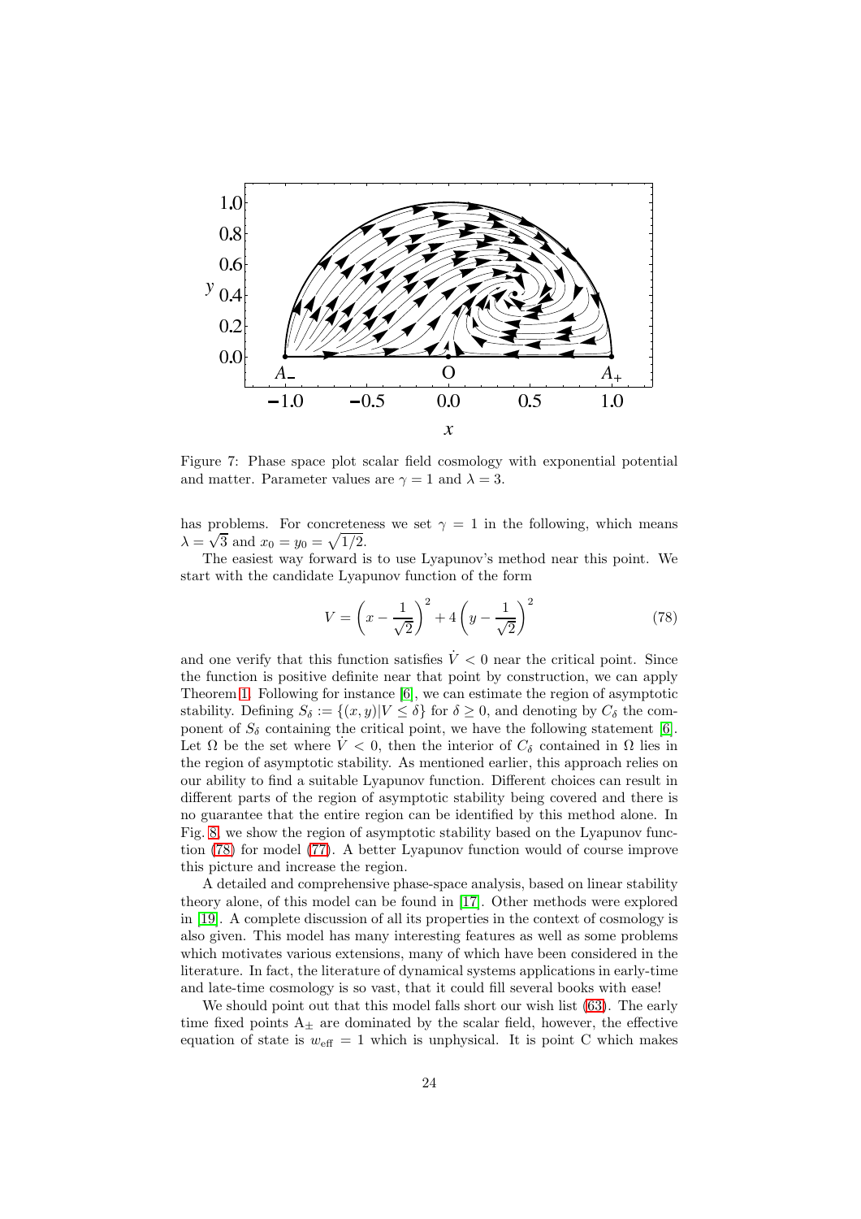Figure 7: Phase space plot scalar field cosmology with exponential potential and matter. Parameter values are $\gamma = 1$ and $\lambda = 3$.

has problems. For concreteness we set $\gamma = 1$ in the following, which means $\lambda = \sqrt{3}$ and $x_0 = y_0 = \sqrt{1/2}$.

The easiest way forward is to use Lyapunov's method near this point. We start with the candidate Lyapunov function of the form

$$V = \left(x - \frac{1}{\sqrt{2}}\right)^2 + 4\left(y - \frac{1}{\sqrt{2}}\right)^2 \tag{78}$$

and one verify that this function satisfies $\dot{V} < 0$ near the critical point. Since the function is positive definite near that point by construction, we can apply Theorem 1. Following for instance [6], we can estimate the region of asymptotic stability. Defining $S_\delta := \{(x, y)|V \leq \delta\}$ for $\delta \geq 0$, and denoting by $C_\delta$ the component of $S_\delta$ containing the critical point, we have the following statement [6]. Let $\Omega$ be the set where $\dot{V} < 0$, then the interior of $C_\delta$ contained in $\Omega$ lies in the region of asymptotic stability. As mentioned earlier, this approach relies on our ability to find a suitable Lyapunov function. Different choices can result in different parts of the region of asymptotic stability being covered and there is no guarantee that the entire region can be identified by this method alone. In Fig. 8, we show the region of asymptotic stability based on the Lyapunov function (78) for model (77). A better Lyapunov function would of course improve this picture and increase the region.

A detailed and comprehensive phase-space analysis, based on linear stability theory alone, of this model can be found in [17]. Other methods were explored in [19]. A complete discussion of all its properties in the context of cosmology is also given. This model has many interesting features as well as some problems which motivates various extensions, many of which have been considered in the literature. In fact, the literature of dynamical systems applications in early-time and late-time cosmology is so vast, that it could fill several books with ease!

We should point out that this model falls short our wish list (63). The early time fixed points $A_\pm$ are dominated by the scalar field, however, the effective equation of state is $w_{\text{eff}} = 1$ which is unphysical. It is point C which makes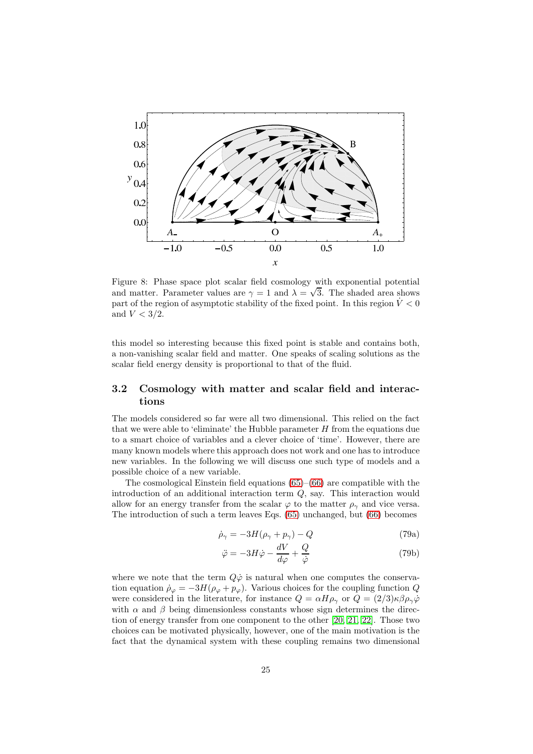Figure 8: Phase space plot scalar field cosmology with exponential potential and matter. Parameter values are $\gamma = 1$ and $\lambda = \sqrt{3}$. The shaded area shows part of the region of asymptotic stability of the fixed point. In this region $\dot{V} < 0$ and $V < 3/2$.

this model so interesting because this fixed point is stable and contains both, a non-vanishing scalar field and matter. One speaks of scaling solutions as the scalar field energy density is proportional to that of the fluid.

### 3.2 Cosmology with matter and scalar field and interactions

The models considered so far were all two dimensional. This relied on the fact that we were able to 'eliminate' the Hubble parameter $H$ from the equations due to a smart choice of variables and a clever choice of 'time'. However, there are many known models where this approach does not work and one has to introduce new variables. In the following we will discuss one such type of models and a possible choice of a new variable.

The cosmological Einstein field equations (65)–(66) are compatible with the introduction of an additional interaction term $Q$, say. This interaction would allow for an energy transfer from the scalar $\varphi$ to the matter $\rho_\gamma$ and vice versa. The introduction of such a term leaves Eqs. (65) unchanged, but (66) becomes

$$\dot{\rho}_\gamma = -3H(\rho_\gamma + p_\gamma) - Q \tag{79a}$$

$$\ddot{\varphi} = -3H\dot{\varphi} - \frac{dV}{d\varphi} + \frac{Q}{\dot{\varphi}} \tag{79b}$$

where we note that the term $Q\dot{\varphi}$ is natural when one computes the conservation equation $\dot{\rho}_\varphi = -3H(\rho_\varphi + p_\varphi)$. Various choices for the coupling function $Q$ were considered in the literature, for instance $Q = \alpha H \rho_\gamma$ or $Q = (2/3)\kappa\beta\rho_\gamma\dot{\varphi}$ with $\alpha$ and $\beta$ being dimensionless constants whose sign determines the direction of energy transfer from one component to the other [20, 21, 22]. Those two choices can be motivated physically, however, one of the main motivation is the fact that the dynamical system with these coupling remains two dimensional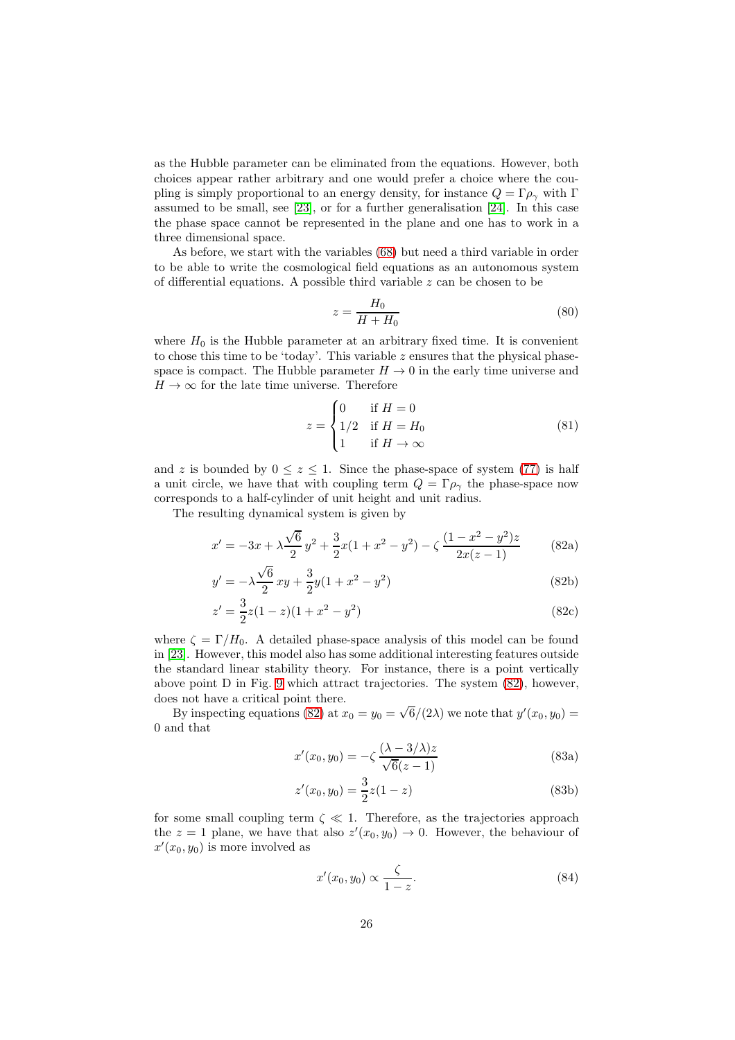as the Hubble parameter can be eliminated from the equations. However, both choices appear rather arbitrary and one would prefer a choice where the coupling is simply proportional to an energy density, for instance $Q = \Gamma\rho_\gamma$ with $\Gamma$ assumed to be small, see [23], or for a further generalisation [24]. In this case the phase space cannot be represented in the plane and one has to work in a three dimensional space.

As before, we start with the variables (68) but need a third variable in order to be able to write the cosmological field equations as an autonomous system of differential equations. A possible third variable $z$ can be chosen to be

$$z = \frac{H_0}{H + H_0} \tag{80}$$

where $H_0$ is the Hubble parameter at an arbitrary fixed time. It is convenient to chose this time to be 'today'. This variable $z$ ensures that the physical phase-space is compact. The Hubble parameter $H \to 0$ in the early time universe and $H \to \infty$ for the late time universe. Therefore

$$z = \begin{cases} 0 & \text{if } H = 0 \\ 1/2 & \text{if } H = H_0 \\ 1 & \text{if } H \to \infty \end{cases} \tag{81}$$

and $z$ is bounded by $0 \leq z \leq 1$. Since the phase-space of system (77) is half a unit circle, we have that with coupling term $Q = \Gamma\rho_\gamma$ the phase-space now corresponds to a half-cylinder of unit height and unit radius.

The resulting dynamical system is given by

$$x' = -3x + \lambda\frac{\sqrt{6}}{2}\,y^2 + \frac{3}{2}x(1 + x^2 - y^2) - \zeta\,\frac{(1 - x^2 - y^2)z}{2x(z-1)} \tag{82a}$$

$$y' = -\lambda\frac{\sqrt{6}}{2}\,xy + \frac{3}{2}y(1 + x^2 - y^2) \tag{82b}$$

$$z' = \frac{3}{2}z(1 - z)(1 + x^2 - y^2) \tag{82c}$$

where $\zeta = \Gamma/H_0$. A detailed phase-space analysis of this model can be found in [23]. However, this model also has some additional interesting features outside the standard linear stability theory. For instance, there is a point vertically above point D in Fig. 9 which attract trajectories. The system (82), however, does not have a critical point there.

By inspecting equations (82) at $x_0 = y_0 = \sqrt{6}/(2\lambda)$ we note that $y'(x_0, y_0) = 0$ and that

$$x'(x_0, y_0) = -\zeta\,\frac{(\lambda - 3/\lambda)z}{\sqrt{6}(z-1)} \tag{83a}$$

$$z'(x_0, y_0) = \frac{3}{2}z(1 - z) \tag{83b}$$

for some small coupling term $\zeta \ll 1$. Therefore, as the trajectories approach the $z = 1$ plane, we have that also $z'(x_0, y_0) \to 0$. However, the behaviour of $x'(x_0, y_0)$ is more involved as

$$x'(x_0, y_0) \propto \frac{\zeta}{1 - z}. \tag{84}$$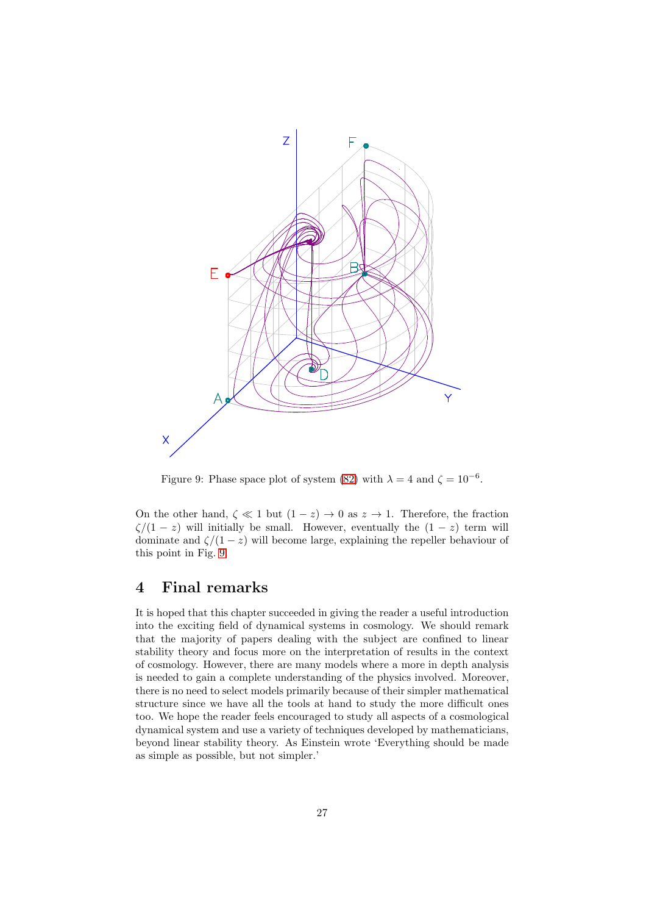Figure 9: Phase space plot of system (82) with $\lambda = 4$ and $\zeta = 10^{-6}$.

On the other hand, $\zeta \ll 1$ but $(1 - z) \to 0$ as $z \to 1$. Therefore, the fraction $\zeta/(1 - z)$ will initially be small. However, eventually the $(1 - z)$ term will dominate and $\zeta/(1 - z)$ will become large, explaining the repeller behaviour of this point in Fig. 9.

## 4 Final remarks

It is hoped that this chapter succeeded in giving the reader a useful introduction into the exciting field of dynamical systems in cosmology. We should remark that the majority of papers dealing with the subject are confined to linear stability theory and focus more on the interpretation of results in the context of cosmology. However, there are many models where a more in depth analysis is needed to gain a complete understanding of the physics involved. Moreover, there is no need to select models primarily because of their simpler mathematical structure since we have all the tools at hand to study the more difficult ones too. We hope the reader feels encouraged to study all aspects of a cosmological dynamical system and use a variety of techniques developed by mathematicians, beyond linear stability theory. As Einstein wrote 'Everything should be made as simple as possible, but not simpler.'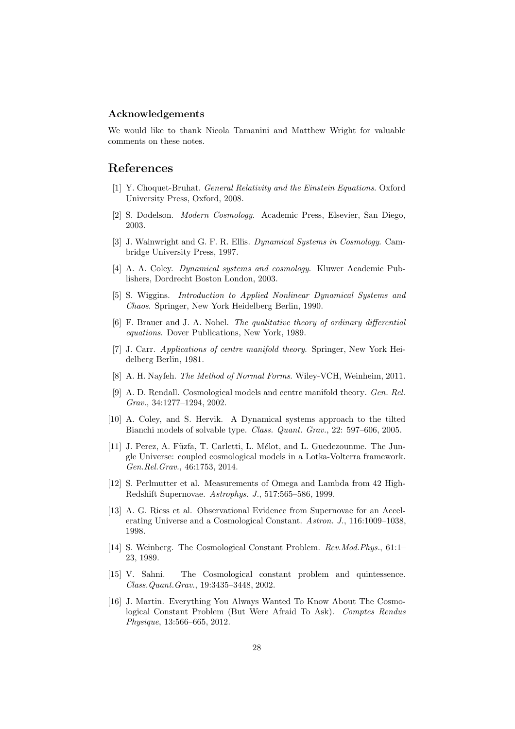### Acknowledgements

We would like to thank Nicola Tamanini and Matthew Wright for valuable comments on these notes.

## References

[1] Y. Choquet-Bruhat. *General Relativity and the Einstein Equations*. Oxford University Press, Oxford, 2008.

[2] S. Dodelson. *Modern Cosmology*. Academic Press, Elsevier, San Diego, 2003.

[3] J. Wainwright and G. F. R. Ellis. *Dynamical Systems in Cosmology*. Cambridge University Press, 1997.

[4] A. A. Coley. *Dynamical systems and cosmology*. Kluwer Academic Publishers, Dordrecht Boston London, 2003.

[5] S. Wiggins. *Introduction to Applied Nonlinear Dynamical Systems and Chaos*. Springer, New York Heidelberg Berlin, 1990.

[6] F. Brauer and J. A. Nohel. *The qualitative theory of ordinary differential equations*. Dover Publications, New York, 1989.

[7] J. Carr. *Applications of centre manifold theory*. Springer, New York Heidelberg Berlin, 1981.

[8] A. H. Nayfeh. *The Method of Normal Forms*. Wiley-VCH, Weinheim, 2011.

[9] A. D. Rendall. Cosmological models and centre manifold theory. *Gen. Rel. Grav.*, 34:1277–1294, 2002.

[10] A. Coley, and S. Hervik. A Dynamical systems approach to the tilted Bianchi models of solvable type. *Class. Quant. Grav.*, 22: 597–606, 2005.

[11] J. Perez, A. Füzfa, T. Carletti, L. Mélot, and L. Guedezounme. The Jungle Universe: coupled cosmological models in a Lotka-Volterra framework. *Gen.Rel.Grav.*, 46:1753, 2014.

[12] S. Perlmutter et al. Measurements of Omega and Lambda from 42 High-Redshift Supernovae. *Astrophys. J.*, 517:565–586, 1999.

[13] A. G. Riess et al. Observational Evidence from Supernovae for an Accelerating Universe and a Cosmological Constant. *Astron. J.*, 116:1009–1038, 1998.

[14] S. Weinberg. The Cosmological Constant Problem. *Rev.Mod.Phys.*, 61:1–23, 1989.

[15] V. Sahni. The Cosmological constant problem and quintessence. *Class.Quant.Grav.*, 19:3435–3448, 2002.

[16] J. Martin. Everything You Always Wanted To Know About The Cosmological Constant Problem (But Were Afraid To Ask). *Comptes Rendus Physique*, 13:566–665, 2012.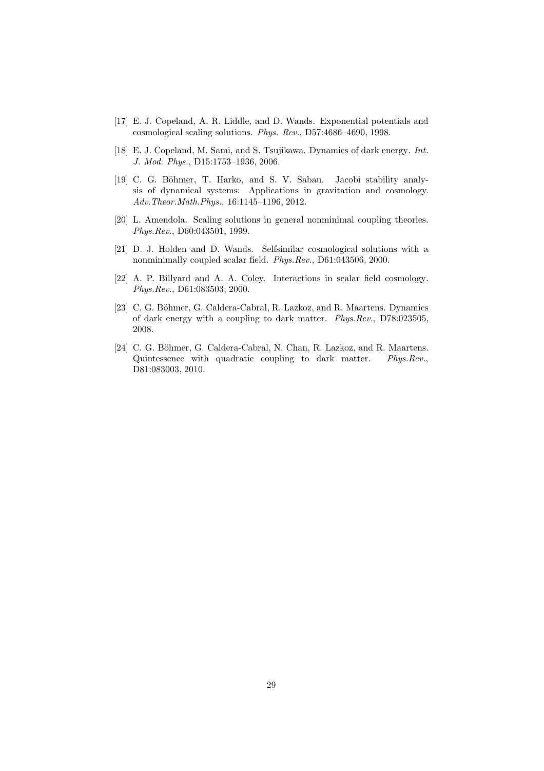[17] E. J. Copeland, A. R. Liddle, and D. Wands. Exponential potentials and cosmological scaling solutions. *Phys. Rev.*, D57:4686–4690, 1998.

[18] E. J. Copeland, M. Sami, and S. Tsujikawa. Dynamics of dark energy. *Int. J. Mod. Phys.*, D15:1753–1936, 2006.

[19] C. G. Böhmer, T. Harko, and S. V. Sabau. Jacobi stability analysis of dynamical systems: Applications in gravitation and cosmology. *Adv.Theor.Math.Phys.*, 16:1145–1196, 2012.

[20] L. Amendola. Scaling solutions in general nonminimal coupling theories. *Phys.Rev.*, D60:043501, 1999.

[21] D. J. Holden and D. Wands. Selfsimilar cosmological solutions with a nonminimally coupled scalar field. *Phys.Rev.*, D61:043506, 2000.

[22] A. P. Billyard and A. A. Coley. Interactions in scalar field cosmology. *Phys.Rev.*, D61:083503, 2000.

[23] C. G. Böhmer, G. Caldera-Cabral, R. Lazkoz, and R. Maartens. Dynamics of dark energy with a coupling to dark matter. *Phys.Rev.*, D78:023505, 2008.

[24] C. G. Böhmer, G. Caldera-Cabral, N. Chan, R. Lazkoz, and R. Maartens. Quintessence with quadratic coupling to dark matter. *Phys.Rev.*, D81:083003, 2010.